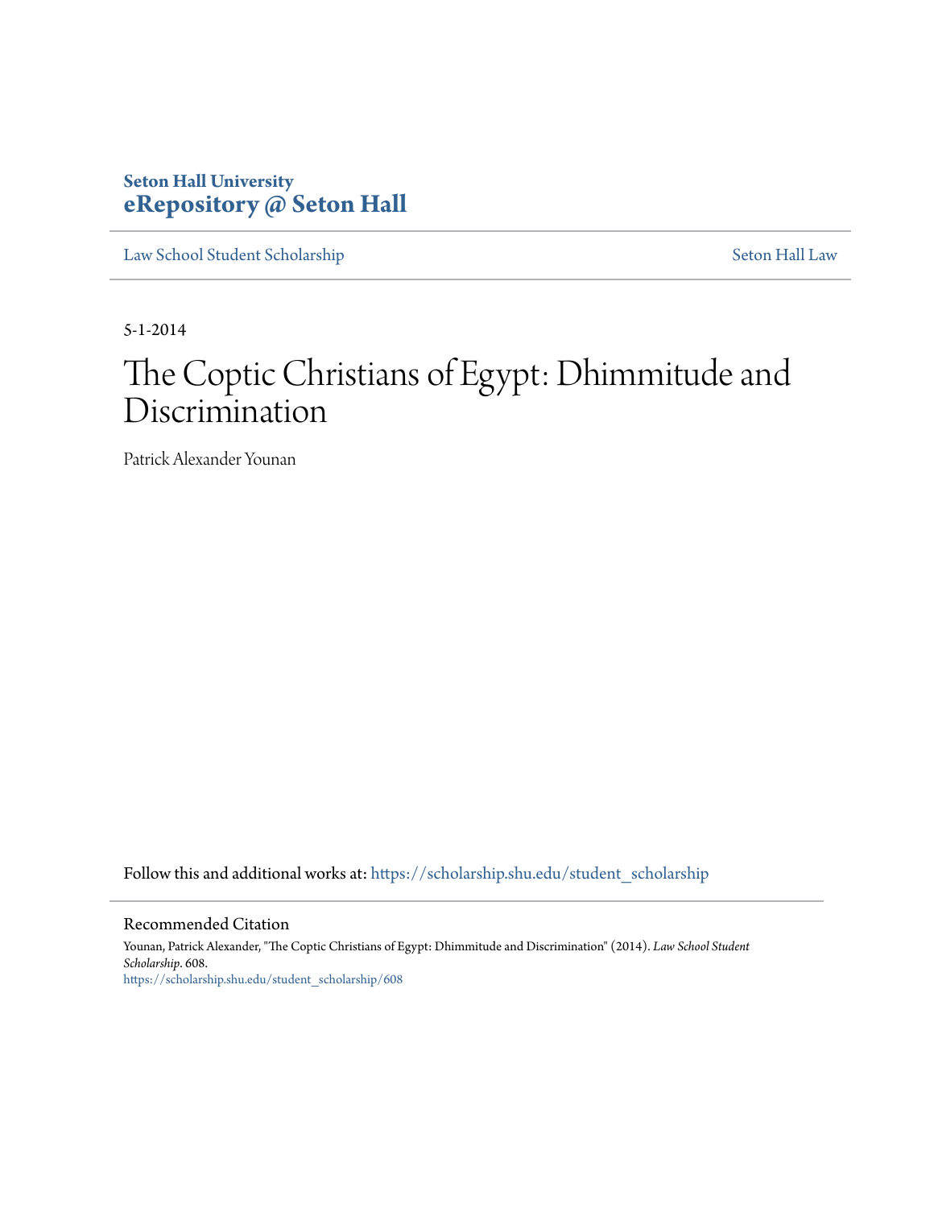Seton Hall University
**eRepository @ Seton Hall**

Law School Student Scholarship | Seton Hall Law

5-1-2014

# The Coptic Christians of Egypt: Dhimmitude and Discrimination

Patrick Alexander Younan

Follow this and additional works at: https://scholarship.shu.edu/student_scholarship

## Recommended Citation

Younan, Patrick Alexander, "The Coptic Christians of Egypt: Dhimmitude and Discrimination" (2014). *Law School Student Scholarship*. 608.
https://scholarship.shu.edu/student_scholarship/608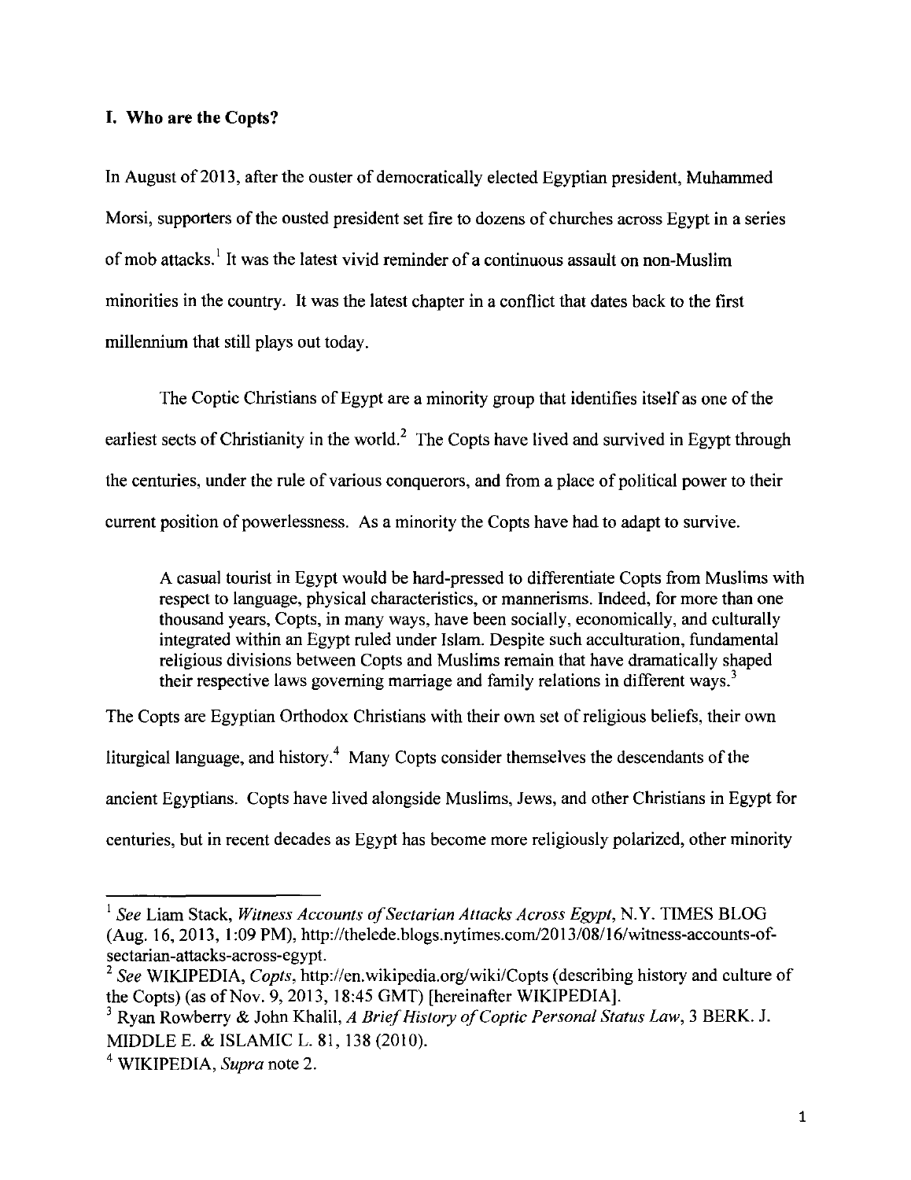## I. Who are the Copts?

In August of 2013, after the ouster of democratically elected Egyptian president, Muhammed Morsi, supporters of the ousted president set fire to dozens of churches across Egypt in a series of mob attacks.[1] It was the latest vivid reminder of a continuous assault on non-Muslim minorities in the country. It was the latest chapter in a conflict that dates back to the first millennium that still plays out today.

The Coptic Christians of Egypt are a minority group that identifies itself as one of the earliest sects of Christianity in the world.[2] The Copts have lived and survived in Egypt through the centuries, under the rule of various conquerors, and from a place of political power to their current position of powerlessness. As a minority the Copts have had to adapt to survive.

> A casual tourist in Egypt would be hard-pressed to differentiate Copts from Muslims with respect to language, physical characteristics, or mannerisms. Indeed, for more than one thousand years, Copts, in many ways, have been socially, economically, and culturally integrated within an Egypt ruled under Islam. Despite such acculturation, fundamental religious divisions between Copts and Muslims remain that have dramatically shaped their respective laws governing marriage and family relations in different ways.[3]

The Copts are Egyptian Orthodox Christians with their own set of religious beliefs, their own liturgical language, and history.[4] Many Copts consider themselves the descendants of the ancient Egyptians. Copts have lived alongside Muslims, Jews, and other Christians in Egypt for centuries, but in recent decades as Egypt has become more religiously polarized, other minority

---

[1] *See* Liam Stack, *Witness Accounts of Sectarian Attacks Across Egypt*, N.Y. TIMES BLOG (Aug. 16, 2013, 1:09 PM), http://thelede.blogs.nytimes.com/2013/08/16/witness-accounts-of-sectarian-attacks-across-egypt.

[2] *See* WIKIPEDIA, *Copts*, http://en.wikipedia.org/wiki/Copts (describing history and culture of the Copts) (as of Nov. 9, 2013, 18:45 GMT) [hereinafter WIKIPEDIA].

[3] Ryan Rowberry & John Khalil, *A Brief History of Coptic Personal Status Law*, 3 BERK. J. MIDDLE E. & ISLAMIC L. 81, 138 (2010).

[4] WIKIPEDIA, *Supra* note 2.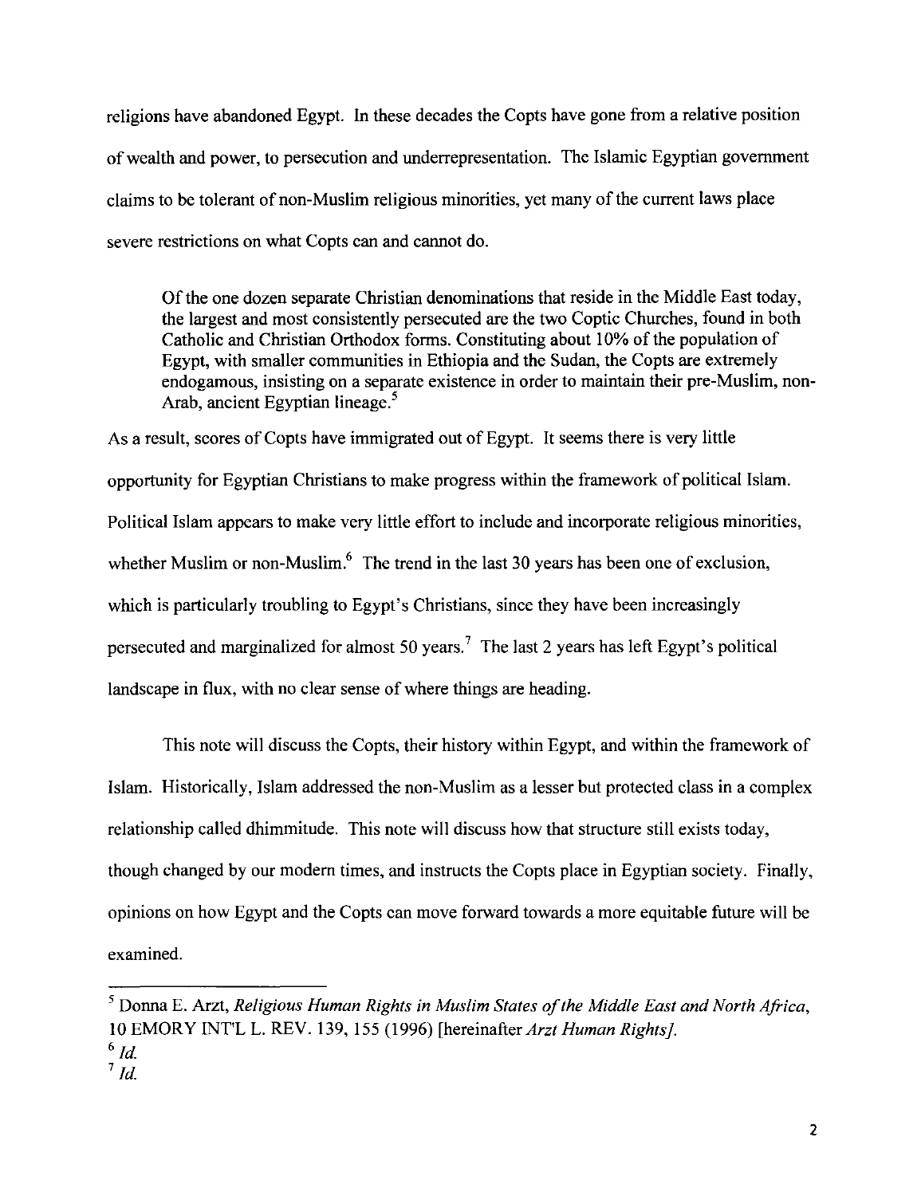religions have abandoned Egypt. In these decades the Copts have gone from a relative position of wealth and power, to persecution and underrepresentation. The Islamic Egyptian government claims to be tolerant of non-Muslim religious minorities, yet many of the current laws place severe restrictions on what Copts can and cannot do.

> Of the one dozen separate Christian denominations that reside in the Middle East today, the largest and most consistently persecuted are the two Coptic Churches, found in both Catholic and Christian Orthodox forms. Constituting about 10% of the population of Egypt, with smaller communities in Ethiopia and the Sudan, the Copts are extremely endogamous, insisting on a separate existence in order to maintain their pre-Muslim, non-Arab, ancient Egyptian lineage.[5]

As a result, scores of Copts have immigrated out of Egypt. It seems there is very little opportunity for Egyptian Christians to make progress within the framework of political Islam. Political Islam appears to make very little effort to include and incorporate religious minorities, whether Muslim or non-Muslim.[6] The trend in the last 30 years has been one of exclusion, which is particularly troubling to Egypt's Christians, since they have been increasingly persecuted and marginalized for almost 50 years.[7] The last 2 years has left Egypt's political landscape in flux, with no clear sense of where things are heading.

This note will discuss the Copts, their history within Egypt, and within the framework of Islam. Historically, Islam addressed the non-Muslim as a lesser but protected class in a complex relationship called dhimmitude. This note will discuss how that structure still exists today, though changed by our modern times, and instructs the Copts place in Egyptian society. Finally, opinions on how Egypt and the Copts can move forward towards a more equitable future will be examined.

---

[5] Donna E. Arzt, *Religious Human Rights in Muslim States of the Middle East and North Africa*, 10 EMORY INT'L L. REV. 139, 155 (1996) [hereinafter *Arzt Human Rights]*.

[6] *Id.*

[7] *Id.*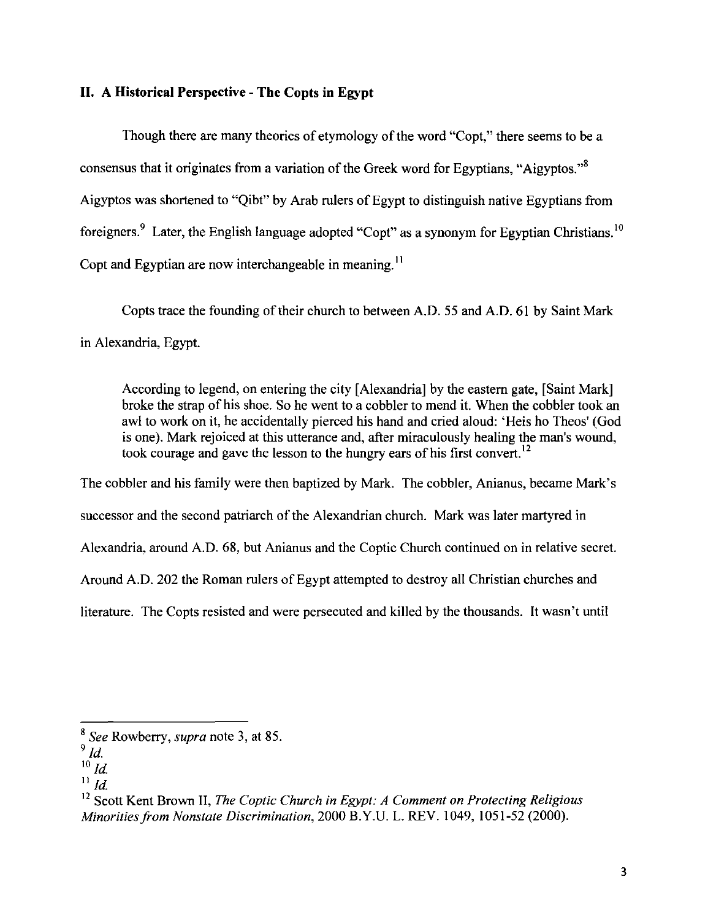## II. A Historical Perspective - The Copts in Egypt

Though there are many theories of etymology of the word "Copt," there seems to be a consensus that it originates from a variation of the Greek word for Egyptians, "Aigyptos."[8] Aigyptos was shortened to "Qibt" by Arab rulers of Egypt to distinguish native Egyptians from foreigners.[9] Later, the English language adopted "Copt" as a synonym for Egyptian Christians.[10] Copt and Egyptian are now interchangeable in meaning.[11]

Copts trace the founding of their church to between A.D. 55 and A.D. 61 by Saint Mark in Alexandria, Egypt.

> According to legend, on entering the city [Alexandria] by the eastern gate, [Saint Mark] broke the strap of his shoe. So he went to a cobbler to mend it. When the cobbler took an awl to work on it, he accidentally pierced his hand and cried aloud: 'Heis ho Theos' (God is one). Mark rejoiced at this utterance and, after miraculously healing the man's wound, took courage and gave the lesson to the hungry ears of his first convert.[12]

The cobbler and his family were then baptized by Mark. The cobbler, Anianus, became Mark's successor and the second patriarch of the Alexandrian church. Mark was later martyred in Alexandria, around A.D. 68, but Anianus and the Coptic Church continued on in relative secret. Around A.D. 202 the Roman rulers of Egypt attempted to destroy all Christian churches and literature. The Copts resisted and were persecuted and killed by the thousands. It wasn't until

---

[8] *See* Rowberry, *supra* note 3, at 85.

[9] *Id.*

[10] *Id.*

[11] *Id.*

[12] Scott Kent Brown II, *The Coptic Church in Egypt: A Comment on Protecting Religious Minorities from Nonstate Discrimination*, 2000 B.Y.U. L. REV. 1049, 1051-52 (2000).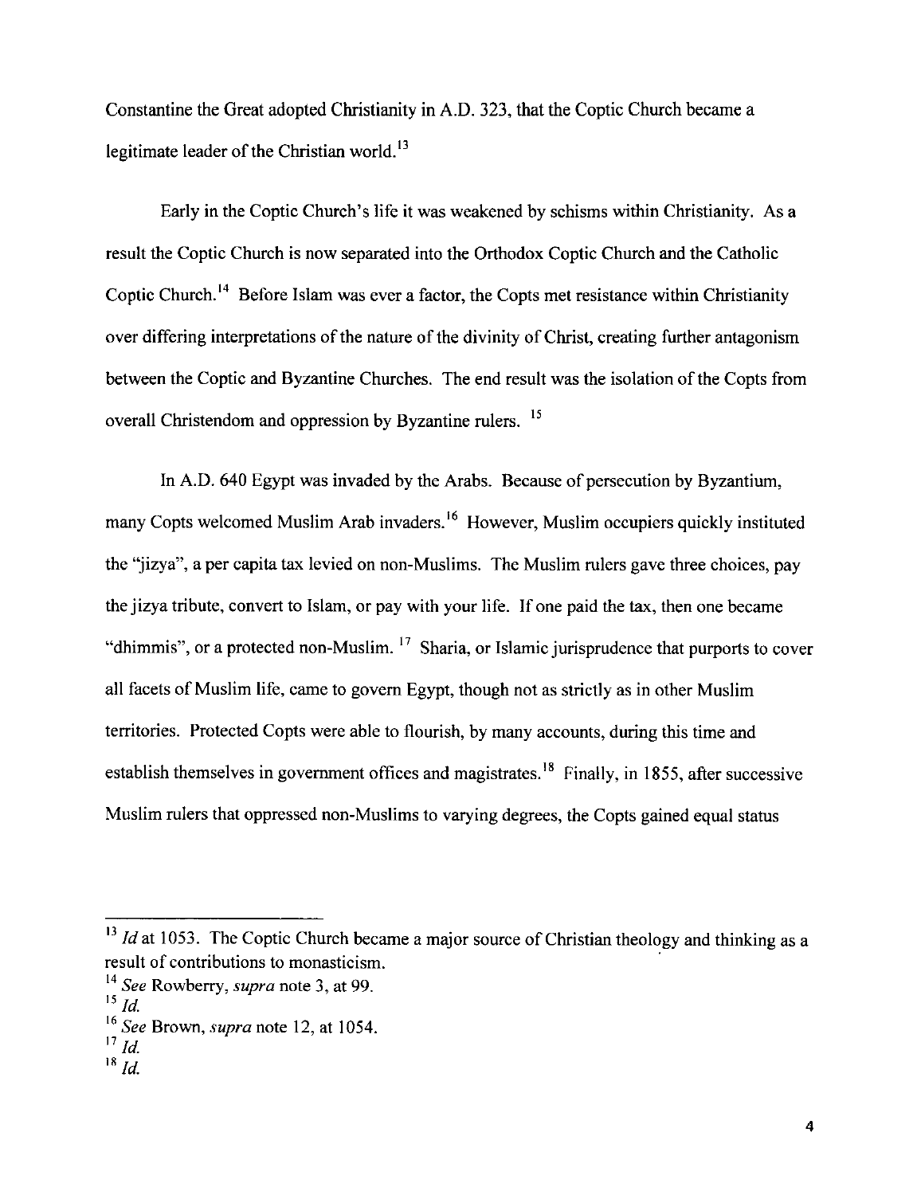Constantine the Great adopted Christianity in A.D. 323, that the Coptic Church became a legitimate leader of the Christian world.[13]

Early in the Coptic Church's life it was weakened by schisms within Christianity. As a result the Coptic Church is now separated into the Orthodox Coptic Church and the Catholic Coptic Church.[14] Before Islam was ever a factor, the Copts met resistance within Christianity over differing interpretations of the nature of the divinity of Christ, creating further antagonism between the Coptic and Byzantine Churches. The end result was the isolation of the Copts from overall Christendom and oppression by Byzantine rulers. [15]

In A.D. 640 Egypt was invaded by the Arabs. Because of persecution by Byzantium, many Copts welcomed Muslim Arab invaders.[16] However, Muslim occupiers quickly instituted the "jizya", a per capita tax levied on non-Muslims. The Muslim rulers gave three choices, pay the jizya tribute, convert to Islam, or pay with your life. If one paid the tax, then one became "dhimmis", or a protected non-Muslim. [17] Sharia, or Islamic jurisprudence that purports to cover all facets of Muslim life, came to govern Egypt, though not as strictly as in other Muslim territories. Protected Copts were able to flourish, by many accounts, during this time and establish themselves in government offices and magistrates.[18] Finally, in 1855, after successive Muslim rulers that oppressed non-Muslims to varying degrees, the Copts gained equal status

---

[13] *Id* at 1053. The Coptic Church became a major source of Christian theology and thinking as a result of contributions to monasticism.

[14] *See* Rowberry, *supra* note 3, at 99.

[15] *Id.*

[16] *See* Brown, *supra* note 12, at 1054.

[17] *Id.*

[18] *Id.*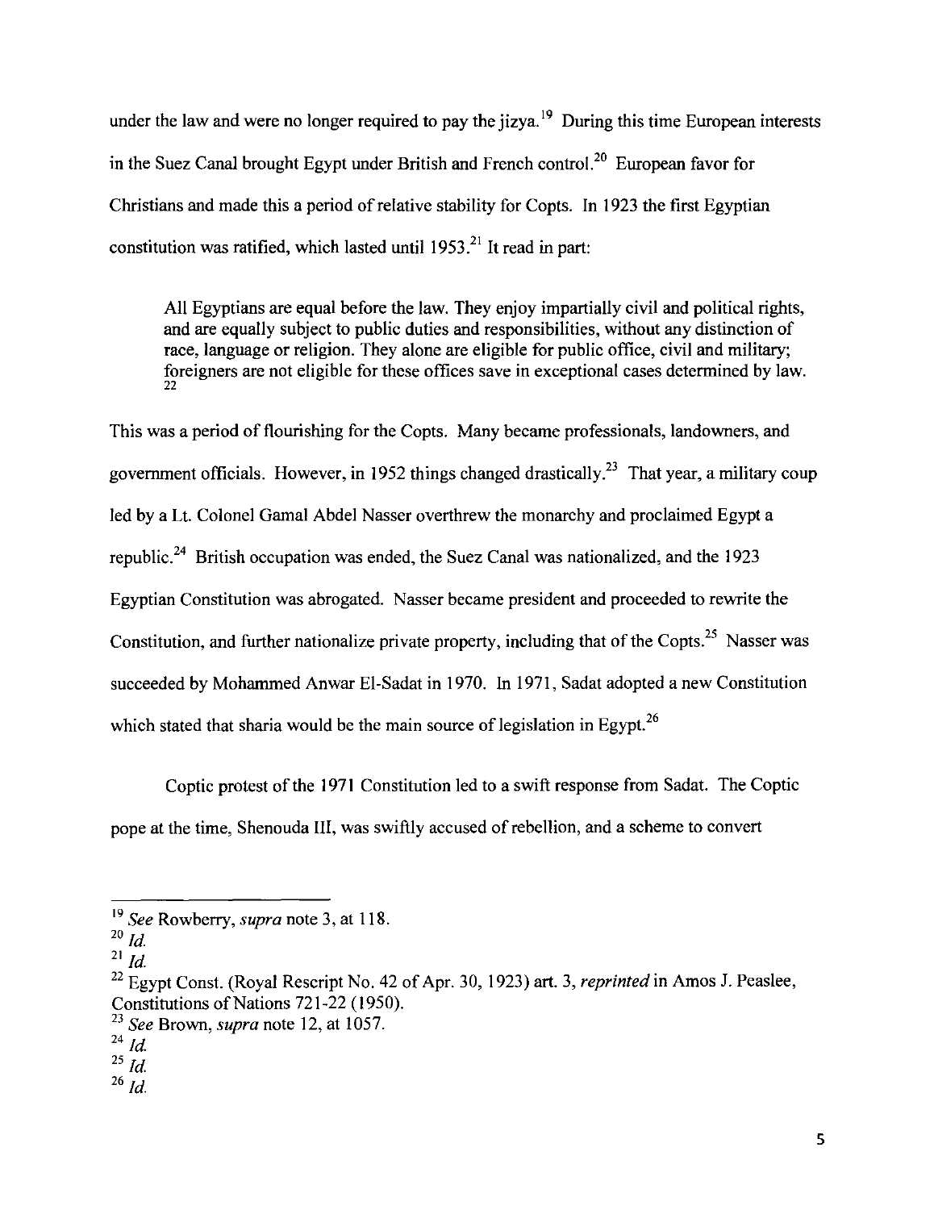under the law and were no longer required to pay the jizya.[19] During this time European interests in the Suez Canal brought Egypt under British and French control.[20] European favor for Christians and made this a period of relative stability for Copts. In 1923 the first Egyptian constitution was ratified, which lasted until 1953.[21] It read in part:

> All Egyptians are equal before the law. They enjoy impartially civil and political rights, and are equally subject to public duties and responsibilities, without any distinction of race, language or religion. They alone are eligible for public office, civil and military; foreigners are not eligible for these offices save in exceptional cases determined by law.[22]

This was a period of flourishing for the Copts. Many became professionals, landowners, and government officials. However, in 1952 things changed drastically.[23] That year, a military coup led by a Lt. Colonel Gamal Abdel Nasser overthrew the monarchy and proclaimed Egypt a republic.[24] British occupation was ended, the Suez Canal was nationalized, and the 1923 Egyptian Constitution was abrogated. Nasser became president and proceeded to rewrite the Constitution, and further nationalize private property, including that of the Copts.[25] Nasser was succeeded by Mohammed Anwar El-Sadat in 1970. In 1971, Sadat adopted a new Constitution which stated that sharia would be the main source of legislation in Egypt.[26]

Coptic protest of the 1971 Constitution led to a swift response from Sadat. The Coptic pope at the time, Shenouda III, was swiftly accused of rebellion, and a scheme to convert

---

[19] *See* Rowberry, *supra* note 3, at 118.

[20] *Id.*

[21] *Id.*

[22] Egypt Const. (Royal Rescript No. 42 of Apr. 30, 1923) art. 3, *reprinted* in Amos J. Peaslee, Constitutions of Nations 721-22 (1950).

[23] *See* Brown, *supra* note 12, at 1057.

[24] *Id.*

[25] *Id.*

[26] *Id.*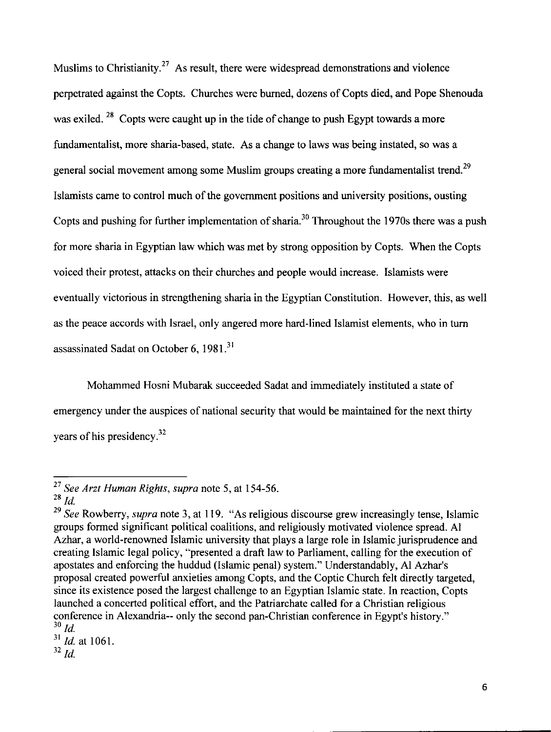Muslims to Christianity.[27] As result, there were widespread demonstrations and violence perpetrated against the Copts. Churches were burned, dozens of Copts died, and Pope Shenouda was exiled. [28] Copts were caught up in the tide of change to push Egypt towards a more fundamentalist, more sharia-based, state. As a change to laws was being instated, so was a general social movement among some Muslim groups creating a more fundamentalist trend.[29] Islamists came to control much of the government positions and university positions, ousting Copts and pushing for further implementation of sharia.[30] Throughout the 1970s there was a push for more sharia in Egyptian law which was met by strong opposition by Copts. When the Copts voiced their protest, attacks on their churches and people would increase. Islamists were eventually victorious in strengthening sharia in the Egyptian Constitution. However, this, as well as the peace accords with Israel, only angered more hard-lined Islamist elements, who in turn assassinated Sadat on October 6, 1981.[31]

Mohammed Hosni Mubarak succeeded Sadat and immediately instituted a state of emergency under the auspices of national security that would be maintained for the next thirty years of his presidency.[32]

---

[27] *See Arzt Human Rights*, *supra* note 5, at 154-56.

[28] *Id.*

[29] *See* Rowberry, *supra* note 3, at 119. "As religious discourse grew increasingly tense, Islamic groups formed significant political coalitions, and religiously motivated violence spread. Al Azhar, a world-renowned Islamic university that plays a large role in Islamic jurisprudence and creating Islamic legal policy, "presented a draft law to Parliament, calling for the execution of apostates and enforcing the huddud (Islamic penal) system." Understandably, Al Azhar's proposal created powerful anxieties among Copts, and the Coptic Church felt directly targeted, since its existence posed the largest challenge to an Egyptian Islamic state. In reaction, Copts launched a concerted political effort, and the Patriarchate called for a Christian religious conference in Alexandria-- only the second pan-Christian conference in Egypt's history."

[30] *Id.*

[31] *Id.* at 1061.

[32] *Id.*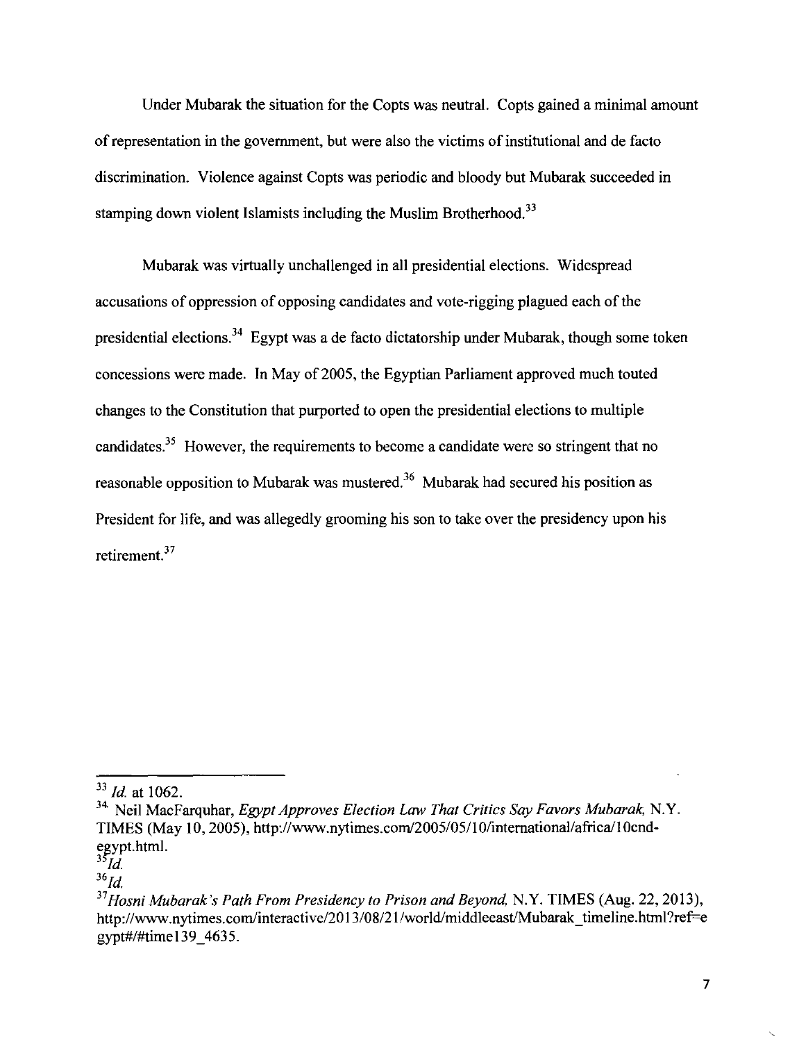Under Mubarak the situation for the Copts was neutral. Copts gained a minimal amount of representation in the government, but were also the victims of institutional and de facto discrimination. Violence against Copts was periodic and bloody but Mubarak succeeded in stamping down violent Islamists including the Muslim Brotherhood.[33]

Mubarak was virtually unchallenged in all presidential elections. Widespread accusations of oppression of opposing candidates and vote-rigging plagued each of the presidential elections.[34] Egypt was a de facto dictatorship under Mubarak, though some token concessions were made. In May of 2005, the Egyptian Parliament approved much touted changes to the Constitution that purported to open the presidential elections to multiple candidates.[35] However, the requirements to become a candidate were so stringent that no reasonable opposition to Mubarak was mustered.[36] Mubarak had secured his position as President for life, and was allegedly grooming his son to take over the presidency upon his retirement.[37]

---

[33] *Id.* at 1062.

[34] Neil MacFarquhar, *Egypt Approves Election Law That Critics Say Favors Mubarak*, N.Y. TIMES (May 10, 2005), http://www.nytimes.com/2005/05/10/international/africa/10cnd-egypt.html.

[35] *Id.*

[36] *Id.*

[37] *Hosni Mubarak's Path From Presidency to Prison and Beyond*, N.Y. TIMES (Aug. 22, 2013), http://www.nytimes.com/interactive/2013/08/21/world/middleeast/Mubarak_timeline.html?ref=egypt#/#time139_4635.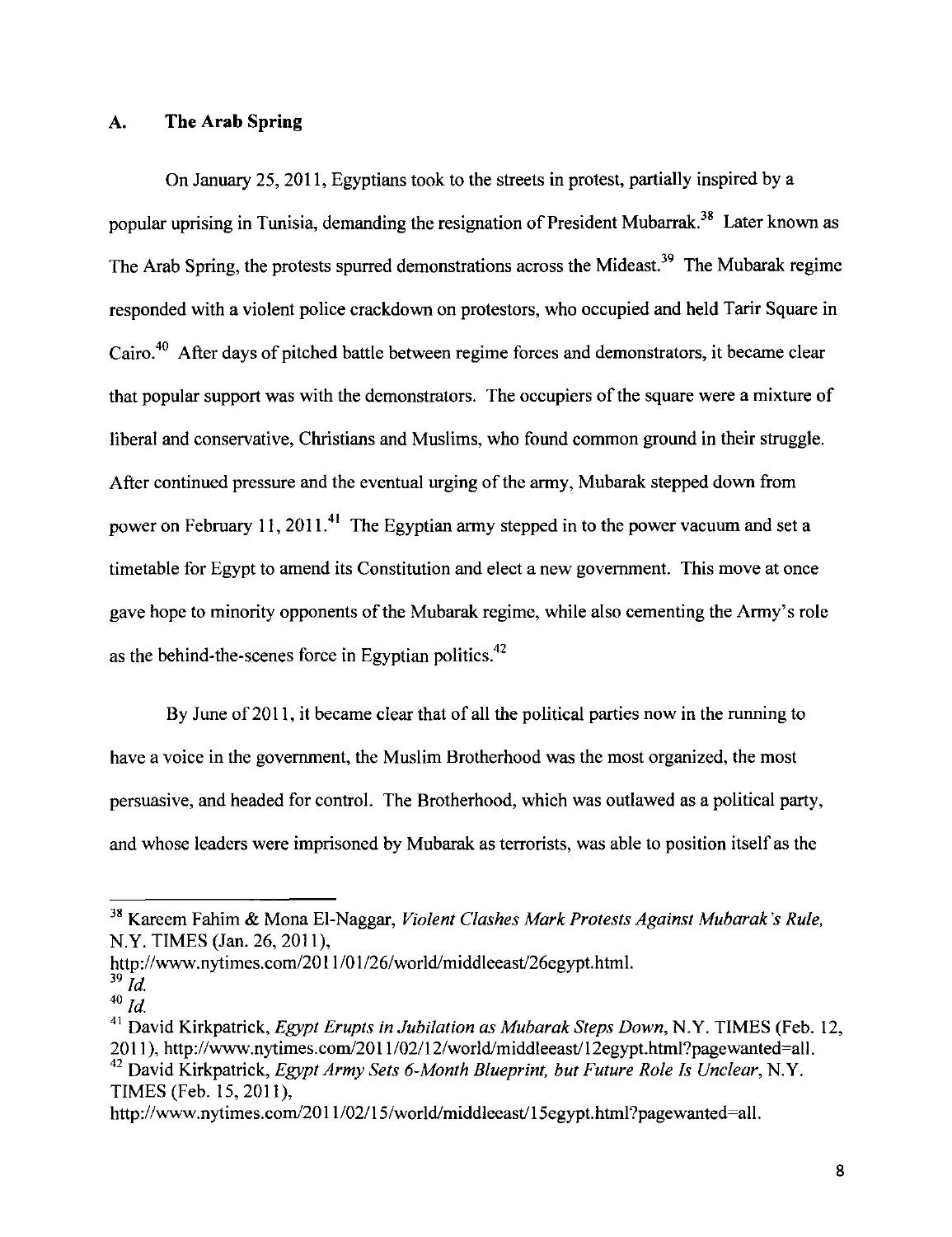## A. The Arab Spring

On January 25, 2011, Egyptians took to the streets in protest, partially inspired by a popular uprising in Tunisia, demanding the resignation of President Mubarrak.[38] Later known as The Arab Spring, the protests spurred demonstrations across the Mideast.[39] The Mubarak regime responded with a violent police crackdown on protestors, who occupied and held Tarir Square in Cairo.[40] After days of pitched battle between regime forces and demonstrators, it became clear that popular support was with the demonstrators. The occupiers of the square were a mixture of liberal and conservative, Christians and Muslims, who found common ground in their struggle. After continued pressure and the eventual urging of the army, Mubarak stepped down from power on February 11, 2011.[41] The Egyptian army stepped in to the power vacuum and set a timetable for Egypt to amend its Constitution and elect a new government. This move at once gave hope to minority opponents of the Mubarak regime, while also cementing the Army's role as the behind-the-scenes force in Egyptian politics.[42]

By June of 2011, it became clear that of all the political parties now in the running to have a voice in the government, the Muslim Brotherhood was the most organized, the most persuasive, and headed for control. The Brotherhood, which was outlawed as a political party, and whose leaders were imprisoned by Mubarak as terrorists, was able to position itself as the

---

[38] Kareem Fahim & Mona El-Naggar, *Violent Clashes Mark Protests Against Mubarak's Rule*, N.Y. TIMES (Jan. 26, 2011), http://www.nytimes.com/2011/01/26/world/middleeast/26egypt.html.

[39] *Id.*

[40] *Id.*

[41] David Kirkpatrick, *Egypt Erupts in Jubilation as Mubarak Steps Down*, N.Y. TIMES (Feb. 12, 2011), http://www.nytimes.com/2011/02/12/world/middleeast/12egypt.html?pagewanted=all.

[42] David Kirkpatrick, *Egypt Army Sets 6-Month Blueprint, but Future Role Is Unclear*, N.Y. TIMES (Feb. 15, 2011), http://www.nytimes.com/2011/02/15/world/middleeast/15egypt.html?pagewanted=all.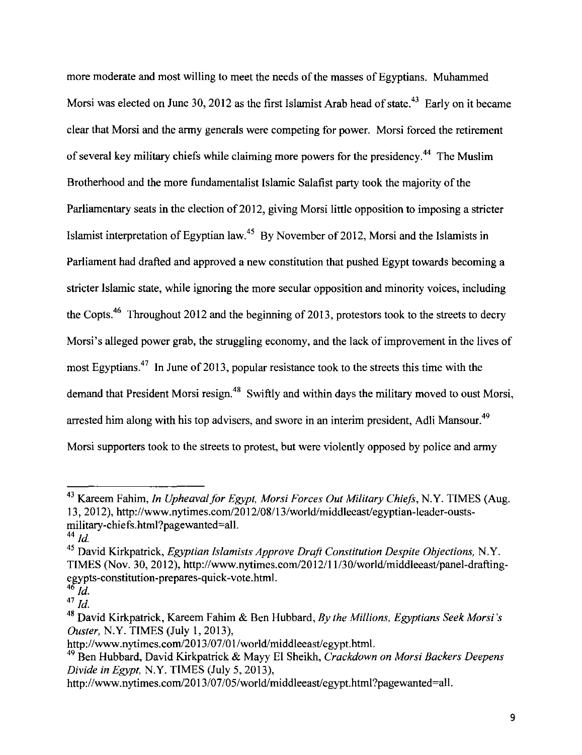more moderate and most willing to meet the needs of the masses of Egyptians. Muhammed Morsi was elected on June 30, 2012 as the first Islamist Arab head of state.[43] Early on it became clear that Morsi and the army generals were competing for power. Morsi forced the retirement of several key military chiefs while claiming more powers for the presidency.[44] The Muslim Brotherhood and the more fundamentalist Islamic Salafist party took the majority of the Parliamentary seats in the election of 2012, giving Morsi little opposition to imposing a stricter Islamist interpretation of Egyptian law.[45] By November of 2012, Morsi and the Islamists in Parliament had drafted and approved a new constitution that pushed Egypt towards becoming a stricter Islamic state, while ignoring the more secular opposition and minority voices, including the Copts.[46] Throughout 2012 and the beginning of 2013, protestors took to the streets to decry Morsi's alleged power grab, the struggling economy, and the lack of improvement in the lives of most Egyptians.[47] In June of 2013, popular resistance took to the streets this time with the demand that President Morsi resign.[48] Swiftly and within days the military moved to oust Morsi, arrested him along with his top advisers, and swore in an interim president, Adli Mansour.[49] Morsi supporters took to the streets to protest, but were violently opposed by police and army

---

[43] Kareem Fahim, *In Upheaval for Egypt, Morsi Forces Out Military Chiefs*, N.Y. TIMES (Aug. 13, 2012), http://www.nytimes.com/2012/08/13/world/middleeast/egyptian-leader-ousts-military-chiefs.html?pagewanted=all.

[44] *Id.*

[45] David Kirkpatrick, *Egyptian Islamists Approve Draft Constitution Despite Objections,* N.Y. TIMES (Nov. 30, 2012), http://www.nytimes.com/2012/11/30/world/middleeast/panel-drafting-egypts-constitution-prepares-quick-vote.html.

[46] *Id.*

[47] *Id.*

[48] David Kirkpatrick, Kareem Fahim & Ben Hubbard, *By the Millions, Egyptians Seek Morsi's Ouster,* N.Y. TIMES (July 1, 2013), http://www.nytimes.com/2013/07/01/world/middleeast/egypt.html.

[49] Ben Hubbard, David Kirkpatrick & Mayy El Sheikh, *Crackdown on Morsi Backers Deepens Divide in Egypt,* N.Y. TIMES (July 5, 2013), http://www.nytimes.com/2013/07/05/world/middleeast/egypt.html?pagewanted=all.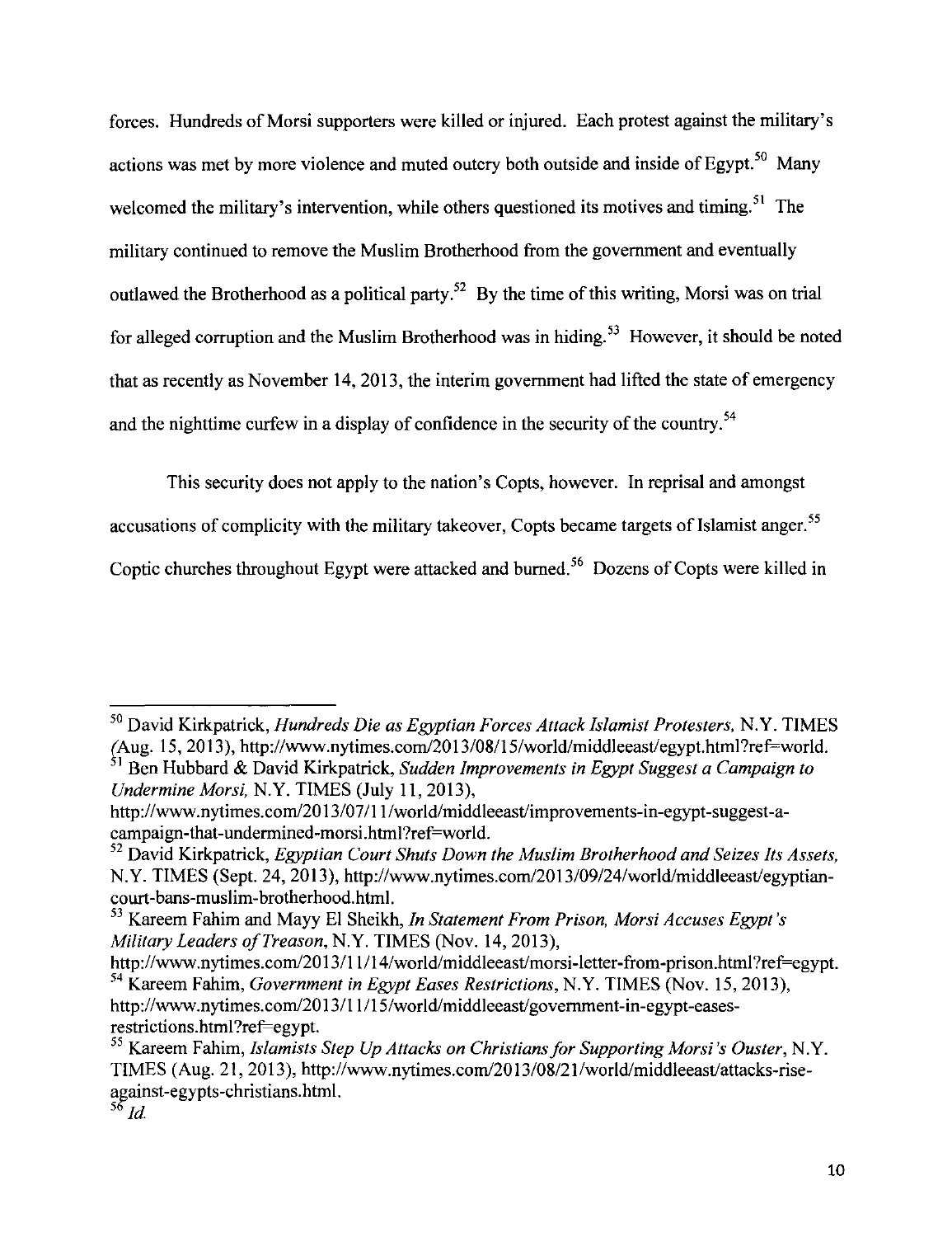forces. Hundreds of Morsi supporters were killed or injured. Each protest against the military's actions was met by more violence and muted outcry both outside and inside of Egypt.[50] Many welcomed the military's intervention, while others questioned its motives and timing.[51] The military continued to remove the Muslim Brotherhood from the government and eventually outlawed the Brotherhood as a political party.[52] By the time of this writing, Morsi was on trial for alleged corruption and the Muslim Brotherhood was in hiding.[53] However, it should be noted that as recently as November 14, 2013, the interim government had lifted the state of emergency and the nighttime curfew in a display of confidence in the security of the country.[54]

This security does not apply to the nation's Copts, however. In reprisal and amongst accusations of complicity with the military takeover, Copts became targets of Islamist anger.[55] Coptic churches throughout Egypt were attacked and burned.[56] Dozens of Copts were killed in

---

[50] David Kirkpatrick, *Hundreds Die as Egyptian Forces Attack Islamist Protesters*, N.Y. TIMES (Aug. 15, 2013), http://www.nytimes.com/2013/08/15/world/middleeast/egypt.html?ref=world.

[51] Ben Hubbard & David Kirkpatrick, *Sudden Improvements in Egypt Suggest a Campaign to Undermine Morsi*, N.Y. TIMES (July 11, 2013), http://www.nytimes.com/2013/07/11/world/middleeast/improvements-in-egypt-suggest-a-campaign-that-undermined-morsi.html?ref=world.

[52] David Kirkpatrick, *Egyptian Court Shuts Down the Muslim Brotherhood and Seizes Its Assets*, N.Y. TIMES (Sept. 24, 2013), http://www.nytimes.com/2013/09/24/world/middleeast/egyptian-court-bans-muslim-brotherhood.html.

[53] Kareem Fahim and Mayy El Sheikh, *In Statement From Prison, Morsi Accuses Egypt's Military Leaders of Treason*, N.Y. TIMES (Nov. 14, 2013), http://www.nytimes.com/2013/11/14/world/middleeast/morsi-letter-from-prison.html?ref=egypt.

[54] Kareem Fahim, *Government in Egypt Eases Restrictions*, N.Y. TIMES (Nov. 15, 2013), http://www.nytimes.com/2013/11/15/world/middleeast/government-in-egypt-eases-restrictions.html?ref=egypt.

[55] Kareem Fahim, *Islamists Step Up Attacks on Christians for Supporting Morsi's Ouster*, N.Y. TIMES (Aug. 21, 2013), http://www.nytimes.com/2013/08/21/world/middleeast/attacks-rise-against-egypts-christians.html.

[56] *Id.*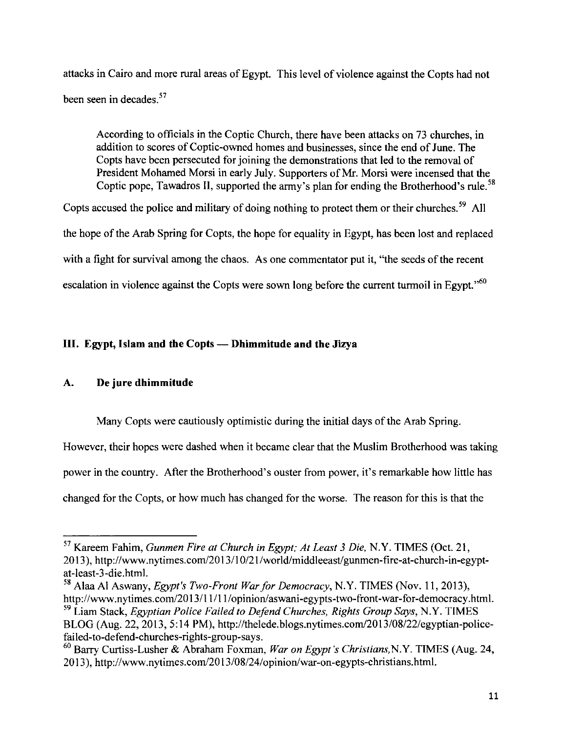attacks in Cairo and more rural areas of Egypt. This level of violence against the Copts had not been seen in decades.[57]

> According to officials in the Coptic Church, there have been attacks on 73 churches, in addition to scores of Coptic-owned homes and businesses, since the end of June. The Copts have been persecuted for joining the demonstrations that led to the removal of President Mohamed Morsi in early July. Supporters of Mr. Morsi were incensed that the Coptic pope, Tawadros II, supported the army's plan for ending the Brotherhood's rule.[58]

Copts accused the police and military of doing nothing to protect them or their churches.[59] All the hope of the Arab Spring for Copts, the hope for equality in Egypt, has been lost and replaced with a fight for survival among the chaos. As one commentator put it, "the seeds of the recent escalation in violence against the Copts were sown long before the current turmoil in Egypt."[60]

## III. Egypt, Islam and the Copts — Dhimmitude and the Jizya

### A. De jure dhimmitude

Many Copts were cautiously optimistic during the initial days of the Arab Spring. However, their hopes were dashed when it became clear that the Muslim Brotherhood was taking power in the country. After the Brotherhood's ouster from power, it's remarkable how little has changed for the Copts, or how much has changed for the worse. The reason for this is that the

---

[57] Kareem Fahim, *Gunmen Fire at Church in Egypt; At Least 3 Die*, N.Y. TIMES (Oct. 21, 2013), http://www.nytimes.com/2013/10/21/world/middleeast/gunmen-fire-at-church-in-egypt-at-least-3-die.html.

[58] Alaa Al Aswany, *Egypt's Two-Front War for Democracy*, N.Y. TIMES (Nov. 11, 2013), http://www.nytimes.com/2013/11/11/opinion/aswani-egypts-two-front-war-for-democracy.html.

[59] Liam Stack, *Egyptian Police Failed to Defend Churches, Rights Group Says*, N.Y. TIMES BLOG (Aug. 22, 2013, 5:14 PM), http://thelede.blogs.nytimes.com/2013/08/22/egyptian-police-failed-to-defend-churches-rights-group-says.

[60] Barry Curtiss-Lusher & Abraham Foxman, *War on Egypt's Christians*, N.Y. TIMES (Aug. 24, 2013), http://www.nytimes.com/2013/08/24/opinion/war-on-egypts-christians.html.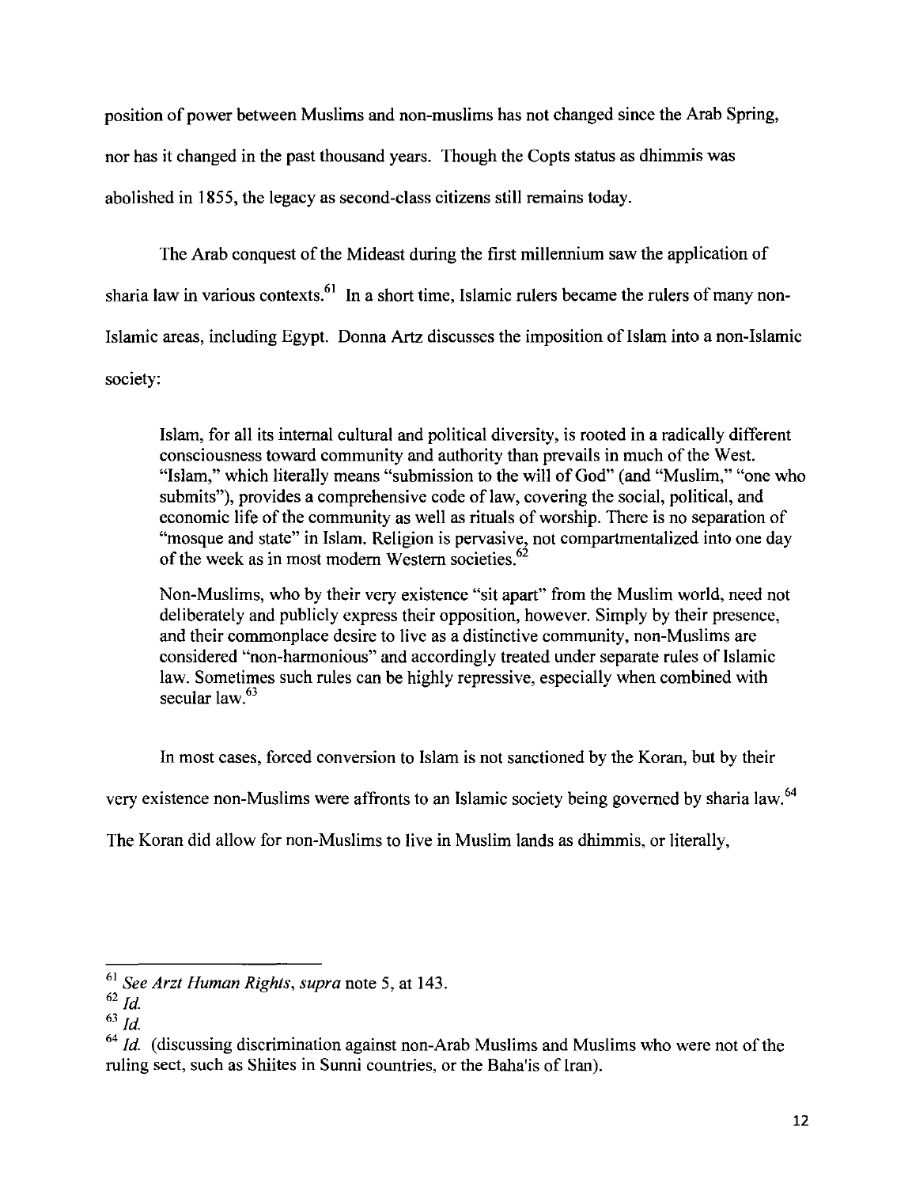position of power between Muslims and non-muslims has not changed since the Arab Spring, nor has it changed in the past thousand years. Though the Copts status as dhimmis was abolished in 1855, the legacy as second-class citizens still remains today.

The Arab conquest of the Mideast during the first millennium saw the application of sharia law in various contexts.[61] In a short time, Islamic rulers became the rulers of many non-Islamic areas, including Egypt. Donna Artz discusses the imposition of Islam into a non-Islamic society:

> Islam, for all its internal cultural and political diversity, is rooted in a radically different consciousness toward community and authority than prevails in much of the West. "Islam," which literally means "submission to the will of God" (and "Muslim," "one who submits"), provides a comprehensive code of law, covering the social, political, and economic life of the community as well as rituals of worship. There is no separation of "mosque and state" in Islam. Religion is pervasive, not compartmentalized into one day of the week as in most modern Western societies.[62]
>
> Non-Muslims, who by their very existence "sit apart" from the Muslim world, need not deliberately and publicly express their opposition, however. Simply by their presence, and their commonplace desire to live as a distinctive community, non-Muslims are considered "non-harmonious" and accordingly treated under separate rules of Islamic law. Sometimes such rules can be highly repressive, especially when combined with secular law.[63]

In most cases, forced conversion to Islam is not sanctioned by the Koran, but by their very existence non-Muslims were affronts to an Islamic society being governed by sharia law.[64] The Koran did allow for non-Muslims to live in Muslim lands as dhimmis, or literally,

---

[61] *See Arzt Human Rights*, *supra* note 5, at 143.

[62] *Id.*

[63] *Id.*

[64] *Id.* (discussing discrimination against non-Arab Muslims and Muslims who were not of the ruling sect, such as Shiites in Sunni countries, or the Baha'is of Iran).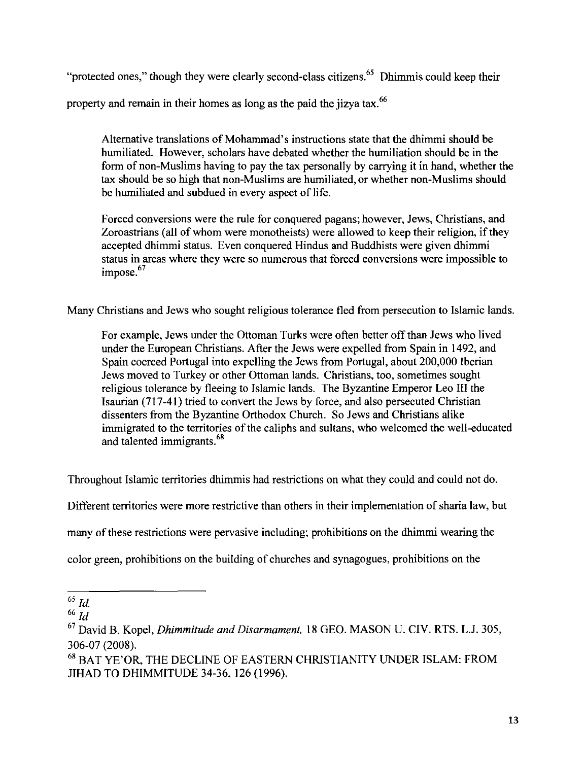"protected ones," though they were clearly second-class citizens.[65] Dhimmis could keep their property and remain in their homes as long as the paid the jizya tax.[66]

> Alternative translations of Mohammad's instructions state that the dhimmi should be humiliated. However, scholars have debated whether the humiliation should be in the form of non-Muslims having to pay the tax personally by carrying it in hand, whether the tax should be so high that non-Muslims are humiliated, or whether non-Muslims should be humiliated and subdued in every aspect of life.
>
> Forced conversions were the rule for conquered pagans; however, Jews, Christians, and Zoroastrians (all of whom were monotheists) were allowed to keep their religion, if they accepted dhimmi status. Even conquered Hindus and Buddhists were given dhimmi status in areas where they were so numerous that forced conversions were impossible to impose.[67]

Many Christians and Jews who sought religious tolerance fled from persecution to Islamic lands.

> For example, Jews under the Ottoman Turks were often better off than Jews who lived under the European Christians. After the Jews were expelled from Spain in 1492, and Spain coerced Portugal into expelling the Jews from Portugal, about 200,000 Iberian Jews moved to Turkey or other Ottoman lands. Christians, too, sometimes sought religious tolerance by fleeing to Islamic lands. The Byzantine Emperor Leo III the Isaurian (717-41) tried to convert the Jews by force, and also persecuted Christian dissenters from the Byzantine Orthodox Church. So Jews and Christians alike immigrated to the territories of the caliphs and sultans, who welcomed the well-educated and talented immigrants.[68]

Throughout Islamic territories dhimmis had restrictions on what they could and could not do. Different territories were more restrictive than others in their implementation of sharia law, but many of these restrictions were pervasive including; prohibitions on the dhimmi wearing the color green, prohibitions on the building of churches and synagogues, prohibitions on the

---

[65] *Id.*

[66] *Id*

[67] David B. Kopel, *Dhimmitude and Disarmament*, 18 GEO. MASON U. CIV. RTS. L.J. 305, 306-07 (2008).

[68] BAT YE'OR, THE DECLINE OF EASTERN CHRISTIANITY UNDER ISLAM: FROM JIHAD TO DHIMMITUDE 34-36, 126 (1996).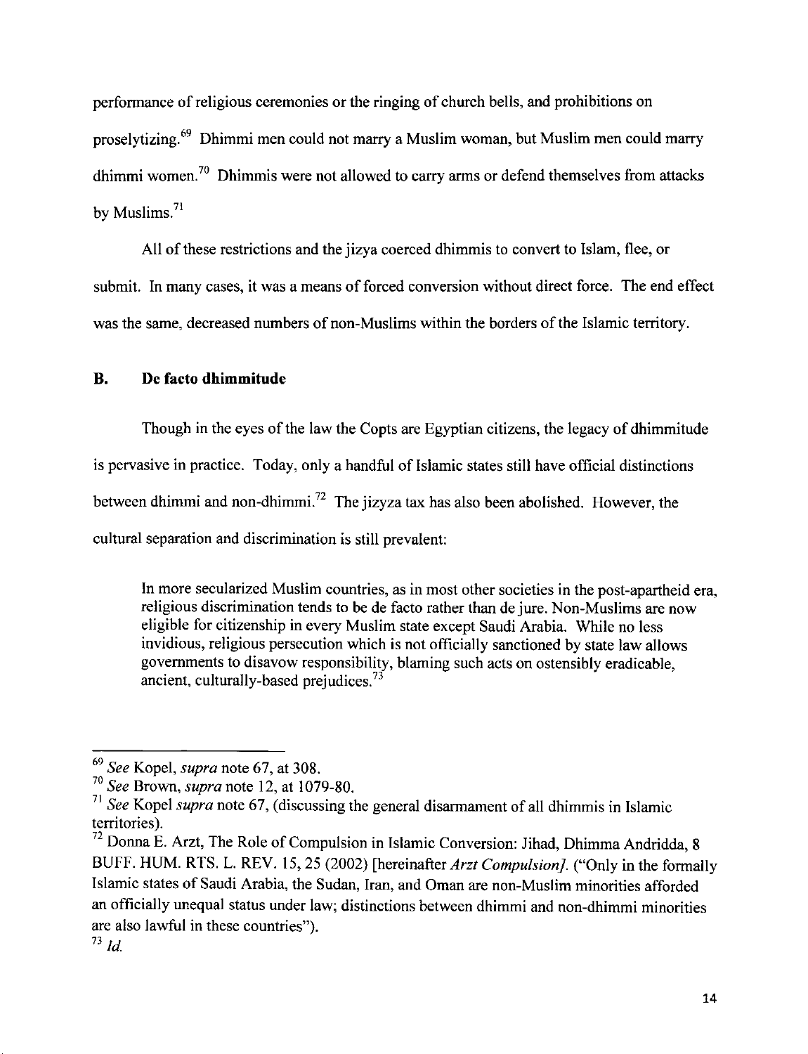performance of religious ceremonies or the ringing of church bells, and prohibitions on proselytizing.[69] Dhimmi men could not marry a Muslim woman, but Muslim men could marry dhimmi women.[70] Dhimmis were not allowed to carry arms or defend themselves from attacks by Muslims.[71]

All of these restrictions and the jizya coerced dhimmis to convert to Islam, flee, or submit. In many cases, it was a means of forced conversion without direct force. The end effect was the same, decreased numbers of non-Muslims within the borders of the Islamic territory.

## B. De facto dhimmitude

Though in the eyes of the law the Copts are Egyptian citizens, the legacy of dhimmitude is pervasive in practice. Today, only a handful of Islamic states still have official distinctions between dhimmi and non-dhimmi.[72] The jizyza tax has also been abolished. However, the cultural separation and discrimination is still prevalent:

> In more secularized Muslim countries, as in most other societies in the post-apartheid era, religious discrimination tends to be de facto rather than de jure. Non-Muslims are now eligible for citizenship in every Muslim state except Saudi Arabia. While no less invidious, religious persecution which is not officially sanctioned by state law allows governments to disavow responsibility, blaming such acts on ostensibly eradicable, ancient, culturally-based prejudices.[73]

---

[69] *See* Kopel, *supra* note 67, at 308.

[70] *See* Brown, *supra* note 12, at 1079-80.

[71] *See* Kopel *supra* note 67, (discussing the general disarmament of all dhimmis in Islamic territories).

[72] Donna E. Arzt, The Role of Compulsion in Islamic Conversion: Jihad, Dhimma Andridda, 8 BUFF. HUM. RTS. L. REV. 15, 25 (2002) [hereinafter *Arzt Compulsion]*. ("Only in the formally Islamic states of Saudi Arabia, the Sudan, Iran, and Oman are non-Muslim minorities afforded an officially unequal status under law; distinctions between dhimmi and non-dhimmi minorities are also lawful in these countries").

[73] *Id.*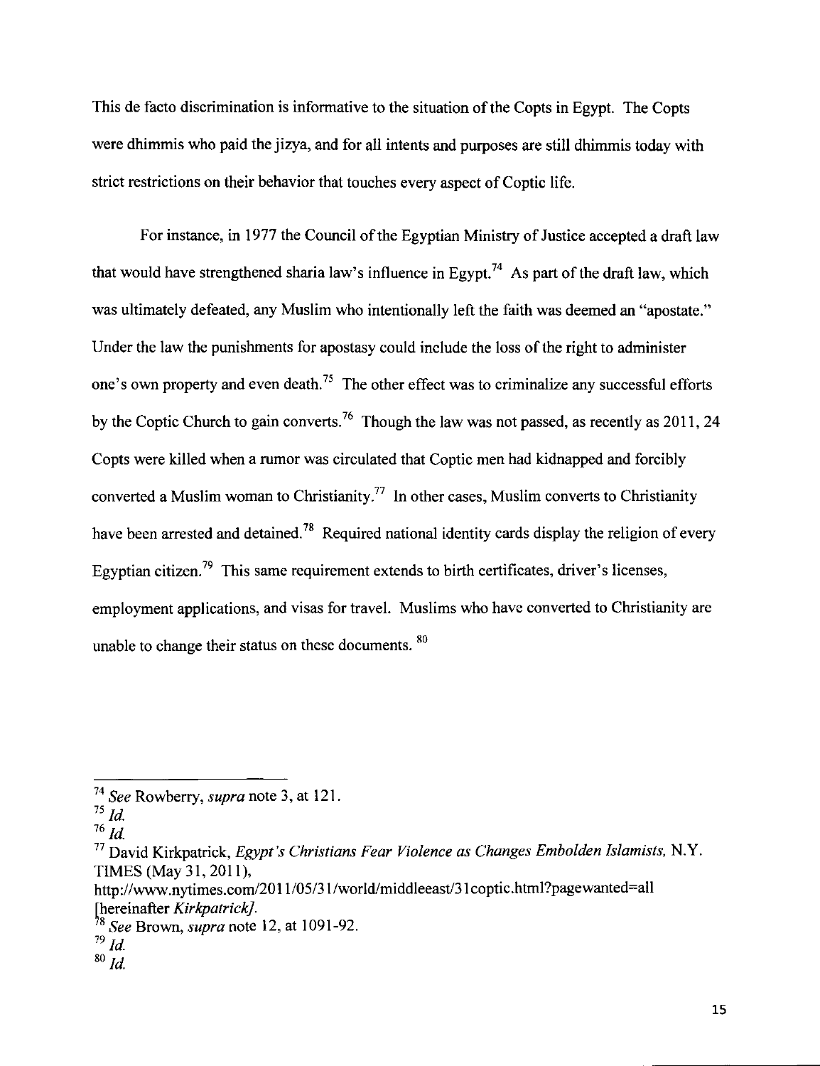This de facto discrimination is informative to the situation of the Copts in Egypt. The Copts were dhimmis who paid the jizya, and for all intents and purposes are still dhimmis today with strict restrictions on their behavior that touches every aspect of Coptic life.

For instance, in 1977 the Council of the Egyptian Ministry of Justice accepted a draft law that would have strengthened sharia law's influence in Egypt.[74] As part of the draft law, which was ultimately defeated, any Muslim who intentionally left the faith was deemed an "apostate." Under the law the punishments for apostasy could include the loss of the right to administer one's own property and even death.[75] The other effect was to criminalize any successful efforts by the Coptic Church to gain converts.[76] Though the law was not passed, as recently as 2011, 24 Copts were killed when a rumor was circulated that Coptic men had kidnapped and forcibly converted a Muslim woman to Christianity.[77] In other cases, Muslim converts to Christianity have been arrested and detained.[78] Required national identity cards display the religion of every Egyptian citizen.[79] This same requirement extends to birth certificates, driver's licenses, employment applications, and visas for travel. Muslims who have converted to Christianity are unable to change their status on these documents.[80]

---

[74] *See* Rowberry, *supra* note 3, at 121.

[75] *Id.*

[76] *Id.*

[77] David Kirkpatrick, *Egypt's Christians Fear Violence as Changes Embolden Islamists,* N.Y. TIMES (May 31, 2011), http://www.nytimes.com/2011/05/31/world/middleeast/31coptic.html?pagewanted=all [hereinafter *Kirkpatrick].*

[78] *See* Brown, *supra* note 12, at 1091-92.

[79] *Id.*

[80] *Id.*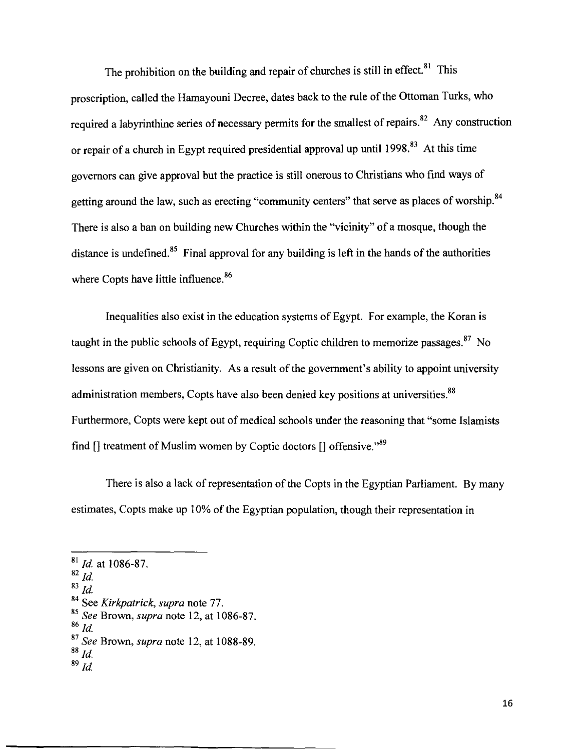The prohibition on the building and repair of churches is still in effect.[81] This proscription, called the Hamayouni Decree, dates back to the rule of the Ottoman Turks, who required a labyrinthine series of necessary permits for the smallest of repairs.[82] Any construction or repair of a church in Egypt required presidential approval up until 1998.[83] At this time governors can give approval but the practice is still onerous to Christians who find ways of getting around the law, such as erecting "community centers" that serve as places of worship.[84] There is also a ban on building new Churches within the "vicinity" of a mosque, though the distance is undefined.[85] Final approval for any building is left in the hands of the authorities where Copts have little influence.[86]

Inequalities also exist in the education systems of Egypt. For example, the Koran is taught in the public schools of Egypt, requiring Coptic children to memorize passages.[87] No lessons are given on Christianity. As a result of the government's ability to appoint university administration members, Copts have also been denied key positions at universities.[88] Furthermore, Copts were kept out of medical schools under the reasoning that "some Islamists find [] treatment of Muslim women by Coptic doctors [] offensive."[89]

There is also a lack of representation of the Copts in the Egyptian Parliament. By many estimates, Copts make up 10% of the Egyptian population, though their representation in

---

[81] *Id.* at 1086-87.
[82] *Id.*
[83] *Id.*
[84] See *Kirkpatrick*, *supra* note 77.
[85] *See* Brown, *supra* note 12, at 1086-87.
[86] *Id.*
[87] *See* Brown, *supra* note 12, at 1088-89.
[88] *Id.*
[89] *Id.*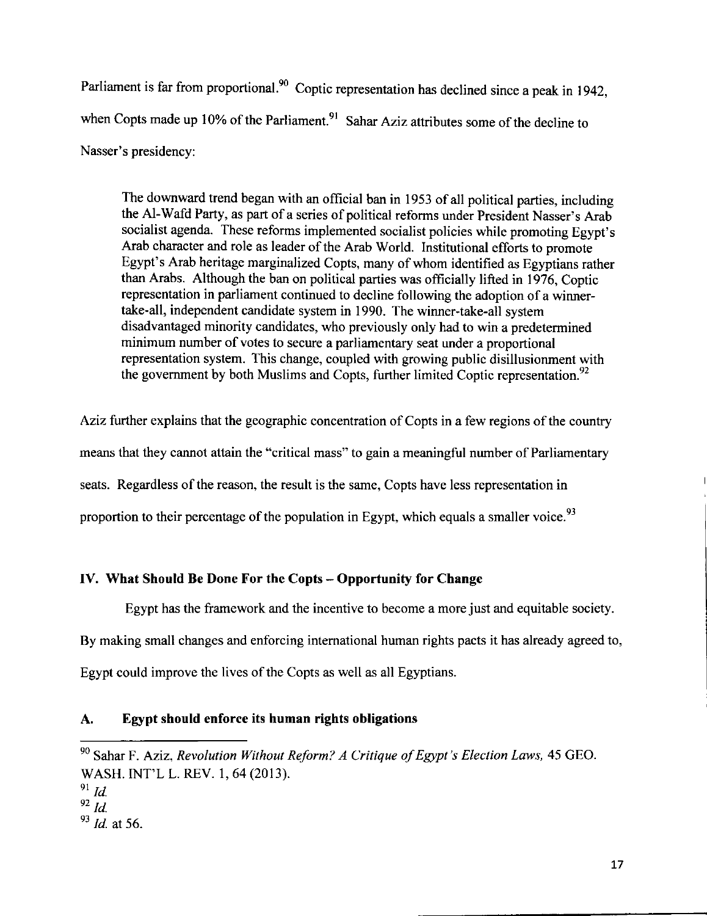Parliament is far from proportional.[90] Coptic representation has declined since a peak in 1942, when Copts made up 10% of the Parliament.[91] Sahar Aziz attributes some of the decline to Nasser's presidency:

> The downward trend began with an official ban in 1953 of all political parties, including the Al-Wafd Party, as part of a series of political reforms under President Nasser's Arab socialist agenda. These reforms implemented socialist policies while promoting Egypt's Arab character and role as leader of the Arab World. Institutional efforts to promote Egypt's Arab heritage marginalized Copts, many of whom identified as Egyptians rather than Arabs. Although the ban on political parties was officially lifted in 1976, Coptic representation in parliament continued to decline following the adoption of a winner-take-all, independent candidate system in 1990. The winner-take-all system disadvantaged minority candidates, who previously only had to win a predetermined minimum number of votes to secure a parliamentary seat under a proportional representation system. This change, coupled with growing public disillusionment with the government by both Muslims and Copts, further limited Coptic representation.[92]

Aziz further explains that the geographic concentration of Copts in a few regions of the country means that they cannot attain the "critical mass" to gain a meaningful number of Parliamentary seats. Regardless of the reason, the result is the same, Copts have less representation in proportion to their percentage of the population in Egypt, which equals a smaller voice.[93]

## IV. What Should Be Done For the Copts – Opportunity for Change

Egypt has the framework and the incentive to become a more just and equitable society. By making small changes and enforcing international human rights pacts it has already agreed to, Egypt could improve the lives of the Copts as well as all Egyptians.

### A. Egypt should enforce its human rights obligations

---

[90] Sahar F. Aziz, *Revolution Without Reform? A Critique of Egypt's Election Laws,* 45 GEO. WASH. INT'L L. REV. 1, 64 (2013).

[91] *Id.*

[92] *Id.*

[93] *Id.* at 56.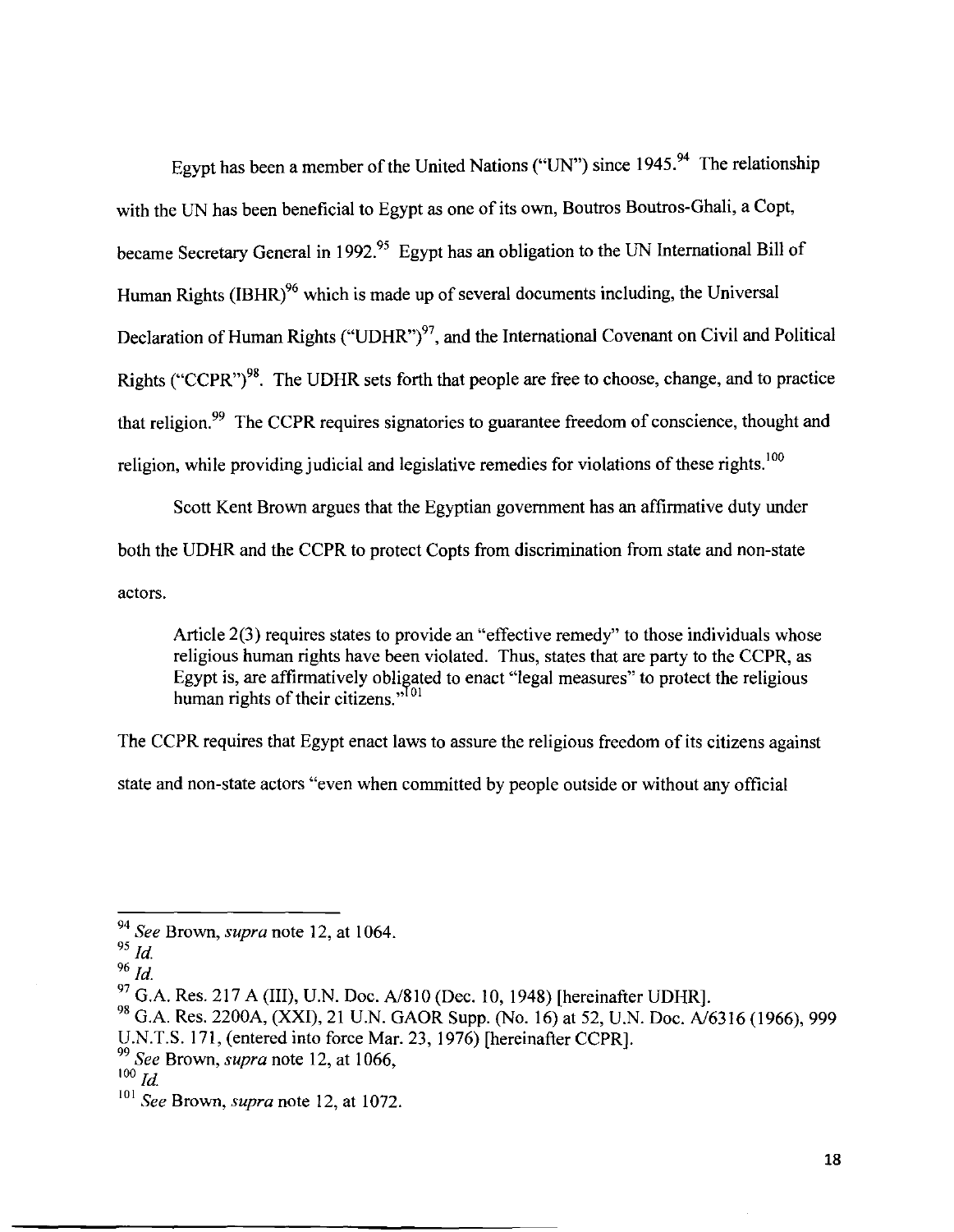Egypt has been a member of the United Nations ("UN") since 1945.[94] The relationship with the UN has been beneficial to Egypt as one of its own, Boutros Boutros-Ghali, a Copt, became Secretary General in 1992.[95] Egypt has an obligation to the UN International Bill of Human Rights (IBHR)[96] which is made up of several documents including, the Universal Declaration of Human Rights ("UDHR")[97], and the International Covenant on Civil and Political Rights ("CCPR")[98]. The UDHR sets forth that people are free to choose, change, and to practice that religion.[99] The CCPR requires signatories to guarantee freedom of conscience, thought and religion, while providing judicial and legislative remedies for violations of these rights.[100]

Scott Kent Brown argues that the Egyptian government has an affirmative duty under both the UDHR and the CCPR to protect Copts from discrimination from state and non-state actors.

> Article 2(3) requires states to provide an "effective remedy" to those individuals whose religious human rights have been violated. Thus, states that are party to the CCPR, as Egypt is, are affirmatively obligated to enact "legal measures" to protect the religious human rights of their citizens."[101]

The CCPR requires that Egypt enact laws to assure the religious freedom of its citizens against state and non-state actors "even when committed by people outside or without any official

---

[94] *See* Brown, *supra* note 12, at 1064.

[95] *Id.*

[96] *Id.*

[97] G.A. Res. 217 A (III), U.N. Doc. A/810 (Dec. 10, 1948) [hereinafter UDHR].

[98] G.A. Res. 2200A, (XXI), 21 U.N. GAOR Supp. (No. 16) at 52, U.N. Doc. A/6316 (1966), 999 U.N.T.S. 171, (entered into force Mar. 23, 1976) [hereinafter CCPR].

[99] *See* Brown, *supra* note 12, at 1066,

[100] *Id.*

[101] *See* Brown, *supra* note 12, at 1072.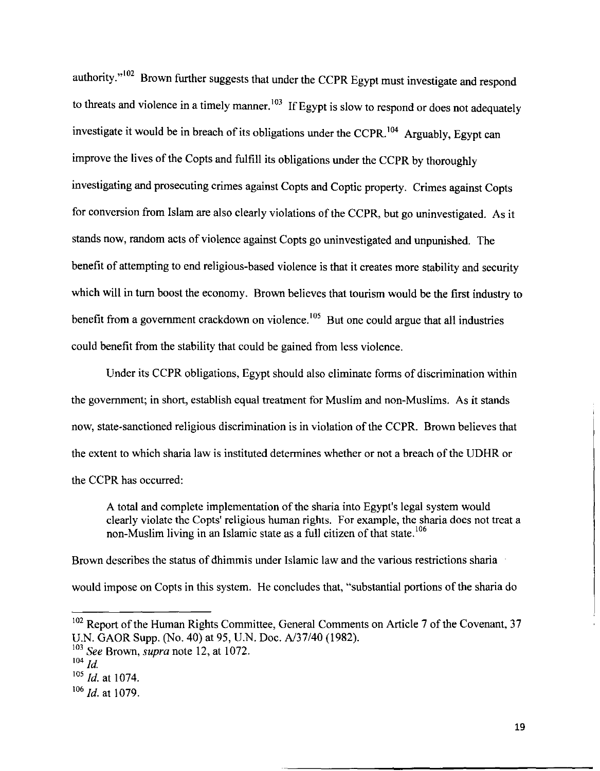authority."[102] Brown further suggests that under the CCPR Egypt must investigate and respond to threats and violence in a timely manner.[103] If Egypt is slow to respond or does not adequately investigate it would be in breach of its obligations under the CCPR.[104] Arguably, Egypt can improve the lives of the Copts and fulfill its obligations under the CCPR by thoroughly investigating and prosecuting crimes against Copts and Coptic property. Crimes against Copts for conversion from Islam are also clearly violations of the CCPR, but go uninvestigated. As it stands now, random acts of violence against Copts go uninvestigated and unpunished. The benefit of attempting to end religious-based violence is that it creates more stability and security which will in turn boost the economy. Brown believes that tourism would be the first industry to benefit from a government crackdown on violence.[105] But one could argue that all industries could benefit from the stability that could be gained from less violence.

Under its CCPR obligations, Egypt should also eliminate forms of discrimination within the government; in short, establish equal treatment for Muslim and non-Muslims. As it stands now, state-sanctioned religious discrimination is in violation of the CCPR. Brown believes that the extent to which sharia law is instituted determines whether or not a breach of the UDHR or the CCPR has occurred:

> A total and complete implementation of the sharia into Egypt's legal system would clearly violate the Copts' religious human rights. For example, the sharia does not treat a non-Muslim living in an Islamic state as a full citizen of that state.[106]

Brown describes the status of dhimmis under Islamic law and the various restrictions sharia would impose on Copts in this system. He concludes that, "substantial portions of the sharia do

---

[102] Report of the Human Rights Committee, General Comments on Article 7 of the Covenant, 37 U.N. GAOR Supp. (No. 40) at 95, U.N. Doc. A/37/40 (1982).

[103] *See* Brown, *supra* note 12, at 1072.

[104] *Id.*

[105] *Id.* at 1074.

[106] *Id.* at 1079.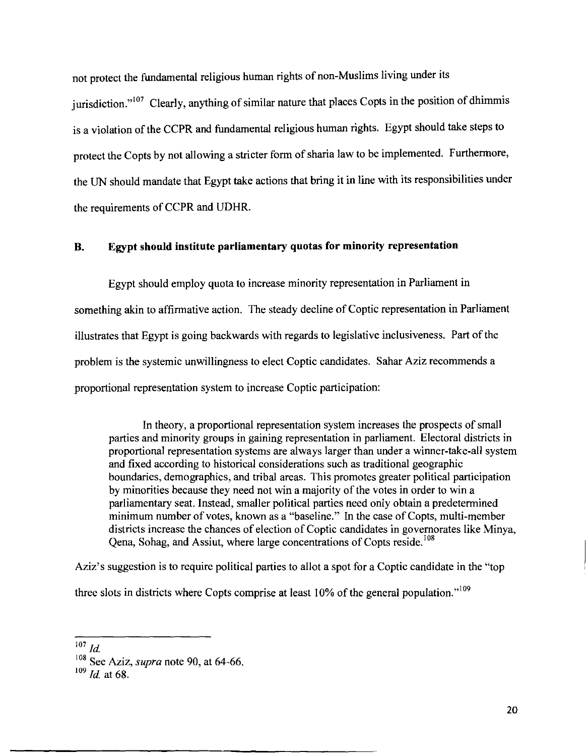not protect the fundamental religious human rights of non-Muslims living under its jurisdiction."[107] Clearly, anything of similar nature that places Copts in the position of dhimmis is a violation of the CCPR and fundamental religious human rights. Egypt should take steps to protect the Copts by not allowing a stricter form of sharia law to be implemented. Furthermore, the UN should mandate that Egypt take actions that bring it in line with its responsibilities under the requirements of CCPR and UDHR.

## B. Egypt should institute parliamentary quotas for minority representation

Egypt should employ quota to increase minority representation in Parliament in something akin to affirmative action. The steady decline of Coptic representation in Parliament illustrates that Egypt is going backwards with regards to legislative inclusiveness. Part of the problem is the systemic unwillingness to elect Coptic candidates. Sahar Aziz recommends a proportional representation system to increase Coptic participation:

> In theory, a proportional representation system increases the prospects of small parties and minority groups in gaining representation in parliament. Electoral districts in proportional representation systems are always larger than under a winner-take-all system and fixed according to historical considerations such as traditional geographic boundaries, demographics, and tribal areas. This promotes greater political participation by minorities because they need not win a majority of the votes in order to win a parliamentary seat. Instead, smaller political parties need only obtain a predetermined minimum number of votes, known as a "baseline." In the case of Copts, multi-member districts increase the chances of election of Coptic candidates in governorates like Minya, Qena, Sohag, and Assiut, where large concentrations of Copts reside.[108]

Aziz's suggestion is to require political parties to allot a spot for a Coptic candidate in the "top three slots in districts where Copts comprise at least 10% of the general population."[109]

---

[107] *Id.*

[108] See Aziz, *supra* note 90, at 64-66.

[109] *Id.* at 68.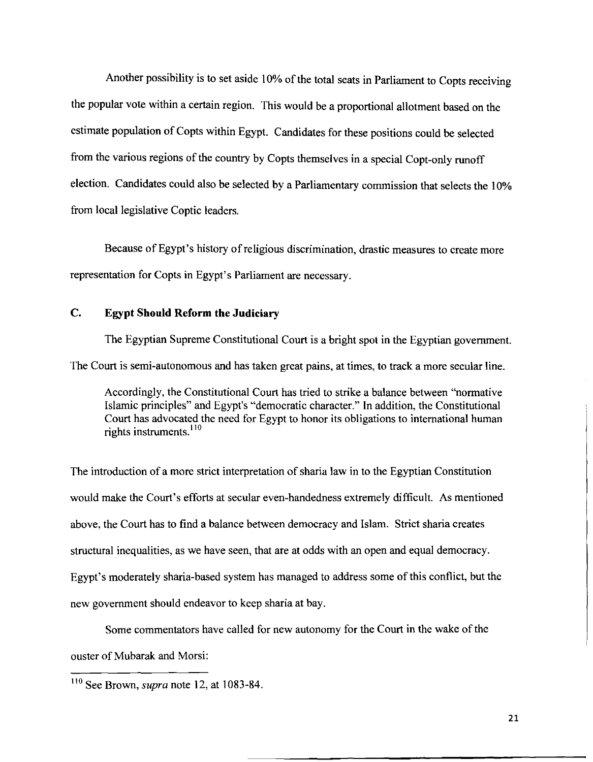Another possibility is to set aside 10% of the total seats in Parliament to Copts receiving the popular vote within a certain region. This would be a proportional allotment based on the estimate population of Copts within Egypt. Candidates for these positions could be selected from the various regions of the country by Copts themselves in a special Copt-only runoff election. Candidates could also be selected by a Parliamentary commission that selects the 10% from local legislative Coptic leaders.

Because of Egypt's history of religious discrimination, drastic measures to create more representation for Copts in Egypt's Parliament are necessary.

### C. Egypt Should Reform the Judiciary

The Egyptian Supreme Constitutional Court is a bright spot in the Egyptian government. The Court is semi-autonomous and has taken great pains, at times, to track a more secular line.

> Accordingly, the Constitutional Court has tried to strike a balance between "normative Islamic principles" and Egypt's "democratic character." In addition, the Constitutional Court has advocated the need for Egypt to honor its obligations to international human rights instruments.[110]

The introduction of a more strict interpretation of sharia law in to the Egyptian Constitution would make the Court's efforts at secular even-handedness extremely difficult. As mentioned above, the Court has to find a balance between democracy and Islam. Strict sharia creates structural inequalities, as we have seen, that are at odds with an open and equal democracy. Egypt's moderately sharia-based system has managed to address some of this conflict, but the new government should endeavor to keep sharia at bay.

Some commentators have called for new autonomy for the Court in the wake of the ouster of Mubarak and Morsi:

---

[110] See Brown, *supra* note 12, at 1083-84.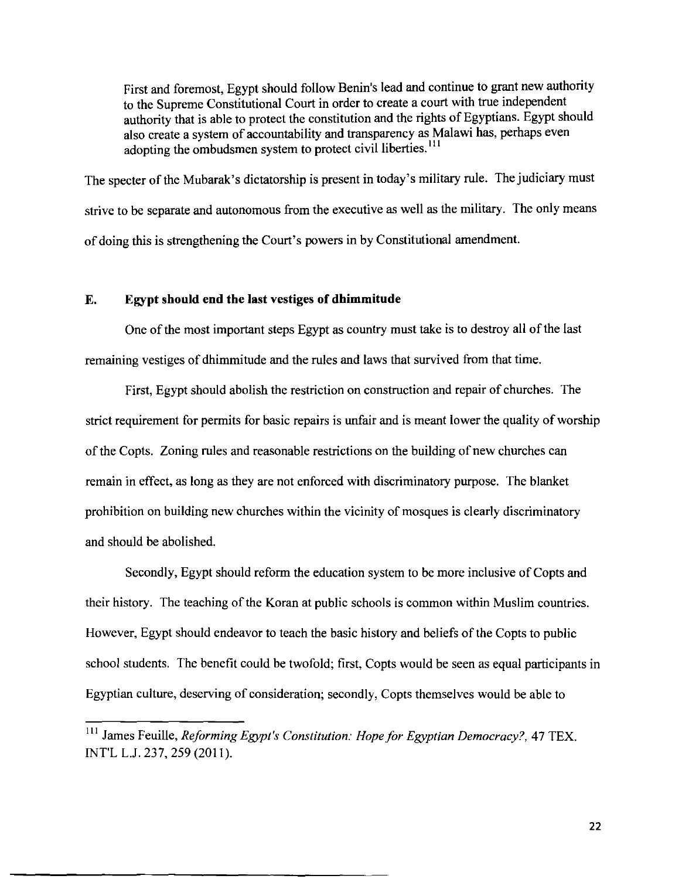> First and foremost, Egypt should follow Benin's lead and continue to grant new authority to the Supreme Constitutional Court in order to create a court with true independent authority that is able to protect the constitution and the rights of Egyptians. Egypt should also create a system of accountability and transparency as Malawi has, perhaps even adopting the ombudsmen system to protect civil liberties.[111]

The specter of the Mubarak's dictatorship is present in today's military rule. The judiciary must strive to be separate and autonomous from the executive as well as the military. The only means of doing this is strengthening the Court's powers in by Constitutional amendment.

### E. Egypt should end the last vestiges of dhimmitude

One of the most important steps Egypt as country must take is to destroy all of the last remaining vestiges of dhimmitude and the rules and laws that survived from that time.

First, Egypt should abolish the restriction on construction and repair of churches. The strict requirement for permits for basic repairs is unfair and is meant lower the quality of worship of the Copts. Zoning rules and reasonable restrictions on the building of new churches can remain in effect, as long as they are not enforced with discriminatory purpose. The blanket prohibition on building new churches within the vicinity of mosques is clearly discriminatory and should be abolished.

Secondly, Egypt should reform the education system to be more inclusive of Copts and their history. The teaching of the Koran at public schools is common within Muslim countries. However, Egypt should endeavor to teach the basic history and beliefs of the Copts to public school students. The benefit could be twofold; first, Copts would be seen as equal participants in Egyptian culture, deserving of consideration; secondly, Copts themselves would be able to

---

[111] James Feuille, *Reforming Egypt's Constitution: Hope for Egyptian Democracy?*, 47 TEX. INT'L L.J. 237, 259 (2011).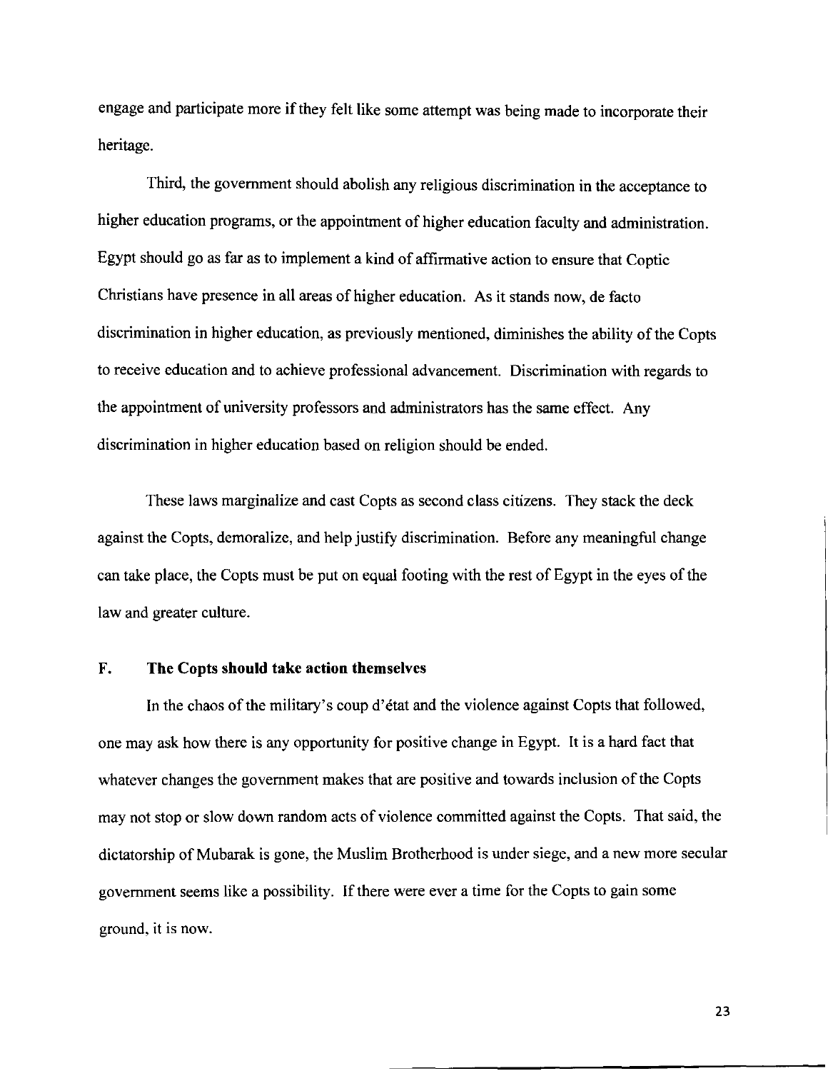engage and participate more if they felt like some attempt was being made to incorporate their heritage.

Third, the government should abolish any religious discrimination in the acceptance to higher education programs, or the appointment of higher education faculty and administration. Egypt should go as far as to implement a kind of affirmative action to ensure that Coptic Christians have presence in all areas of higher education. As it stands now, de facto discrimination in higher education, as previously mentioned, diminishes the ability of the Copts to receive education and to achieve professional advancement. Discrimination with regards to the appointment of university professors and administrators has the same effect. Any discrimination in higher education based on religion should be ended.

These laws marginalize and cast Copts as second class citizens. They stack the deck against the Copts, demoralize, and help justify discrimination. Before any meaningful change can take place, the Copts must be put on equal footing with the rest of Egypt in the eyes of the law and greater culture.

### F. The Copts should take action themselves

In the chaos of the military's coup d'état and the violence against Copts that followed, one may ask how there is any opportunity for positive change in Egypt. It is a hard fact that whatever changes the government makes that are positive and towards inclusion of the Copts may not stop or slow down random acts of violence committed against the Copts. That said, the dictatorship of Mubarak is gone, the Muslim Brotherhood is under siege, and a new more secular government seems like a possibility. If there were ever a time for the Copts to gain some ground, it is now.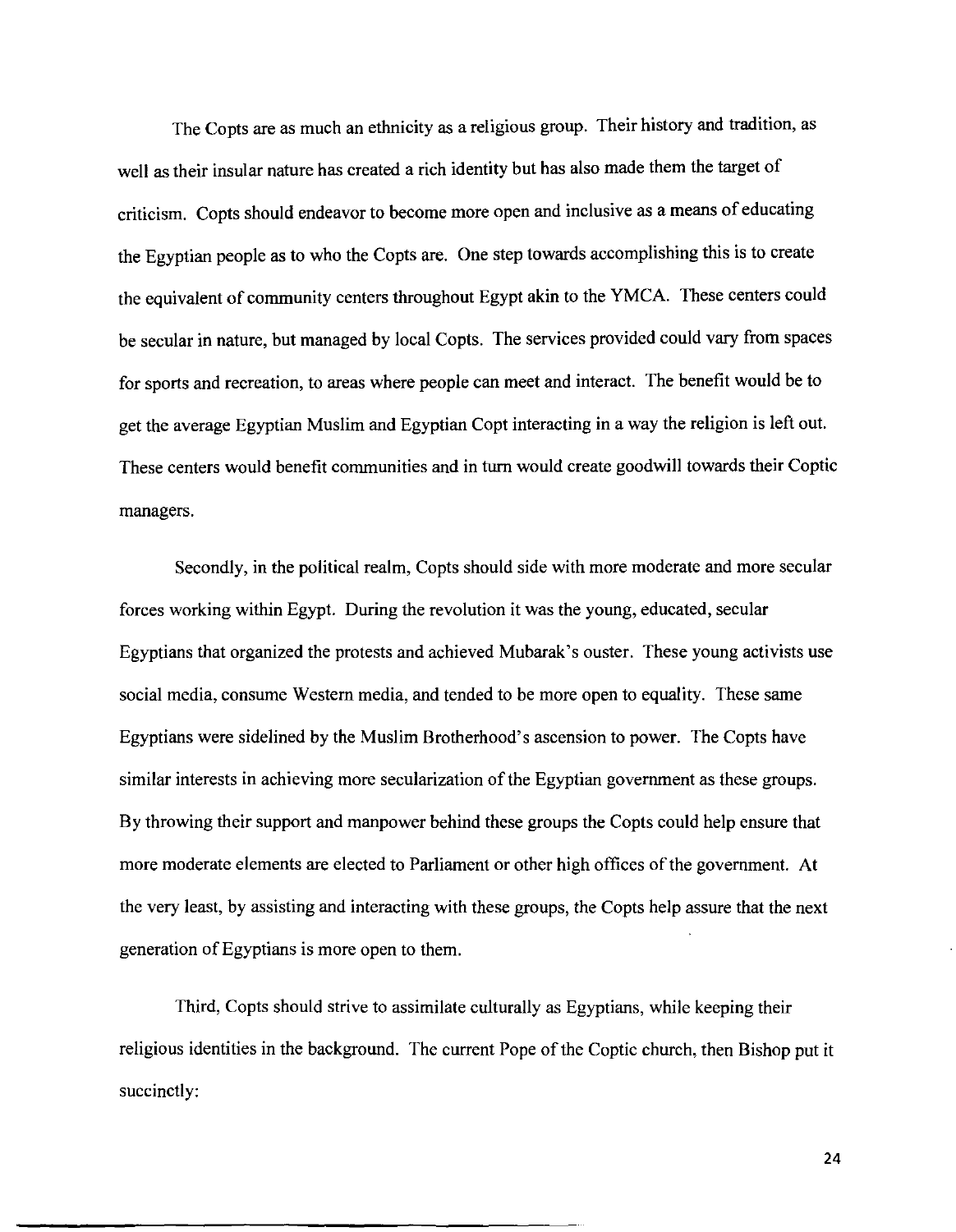The Copts are as much an ethnicity as a religious group. Their history and tradition, as well as their insular nature has created a rich identity but has also made them the target of criticism. Copts should endeavor to become more open and inclusive as a means of educating the Egyptian people as to who the Copts are. One step towards accomplishing this is to create the equivalent of community centers throughout Egypt akin to the YMCA. These centers could be secular in nature, but managed by local Copts. The services provided could vary from spaces for sports and recreation, to areas where people can meet and interact. The benefit would be to get the average Egyptian Muslim and Egyptian Copt interacting in a way the religion is left out. These centers would benefit communities and in turn would create goodwill towards their Coptic managers.

Secondly, in the political realm, Copts should side with more moderate and more secular forces working within Egypt. During the revolution it was the young, educated, secular Egyptians that organized the protests and achieved Mubarak's ouster. These young activists use social media, consume Western media, and tended to be more open to equality. These same Egyptians were sidelined by the Muslim Brotherhood's ascension to power. The Copts have similar interests in achieving more secularization of the Egyptian government as these groups. By throwing their support and manpower behind these groups the Copts could help ensure that more moderate elements are elected to Parliament or other high offices of the government. At the very least, by assisting and interacting with these groups, the Copts help assure that the next generation of Egyptians is more open to them.

Third, Copts should strive to assimilate culturally as Egyptians, while keeping their religious identities in the background. The current Pope of the Coptic church, then Bishop put it succinctly: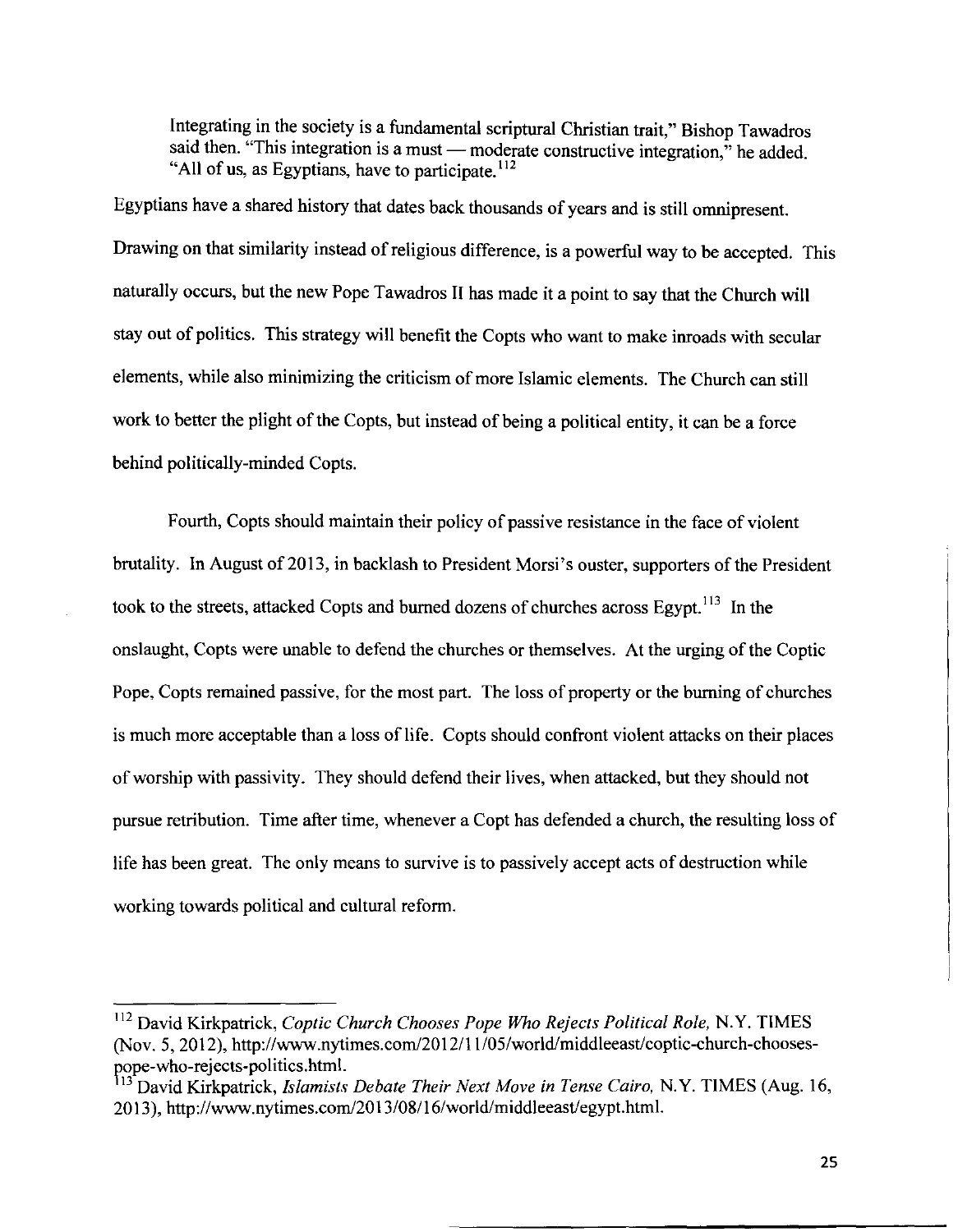> Integrating in the society is a fundamental scriptural Christian trait," Bishop Tawadros said then. "This integration is a must — moderate constructive integration," he added. "All of us, as Egyptians, have to participate.[112]

Egyptians have a shared history that dates back thousands of years and is still omnipresent. Drawing on that similarity instead of religious difference, is a powerful way to be accepted. This naturally occurs, but the new Pope Tawadros II has made it a point to say that the Church will stay out of politics. This strategy will benefit the Copts who want to make inroads with secular elements, while also minimizing the criticism of more Islamic elements. The Church can still work to better the plight of the Copts, but instead of being a political entity, it can be a force behind politically-minded Copts.

Fourth, Copts should maintain their policy of passive resistance in the face of violent brutality. In August of 2013, in backlash to President Morsi's ouster, supporters of the President took to the streets, attacked Copts and burned dozens of churches across Egypt.[113] In the onslaught, Copts were unable to defend the churches or themselves. At the urging of the Coptic Pope, Copts remained passive, for the most part. The loss of property or the burning of churches is much more acceptable than a loss of life. Copts should confront violent attacks on their places of worship with passivity. They should defend their lives, when attacked, but they should not pursue retribution. Time after time, whenever a Copt has defended a church, the resulting loss of life has been great. The only means to survive is to passively accept acts of destruction while working towards political and cultural reform.

---

[112] David Kirkpatrick, *Coptic Church Chooses Pope Who Rejects Political Role,* N.Y. TIMES (Nov. 5, 2012), http://www.nytimes.com/2012/11/05/world/middleeast/coptic-church-chooses-pope-who-rejects-politics.html.

[113] David Kirkpatrick, *Islamists Debate Their Next Move in Tense Cairo,* N.Y. TIMES (Aug. 16, 2013), http://www.nytimes.com/2013/08/16/world/middleeast/egypt.html.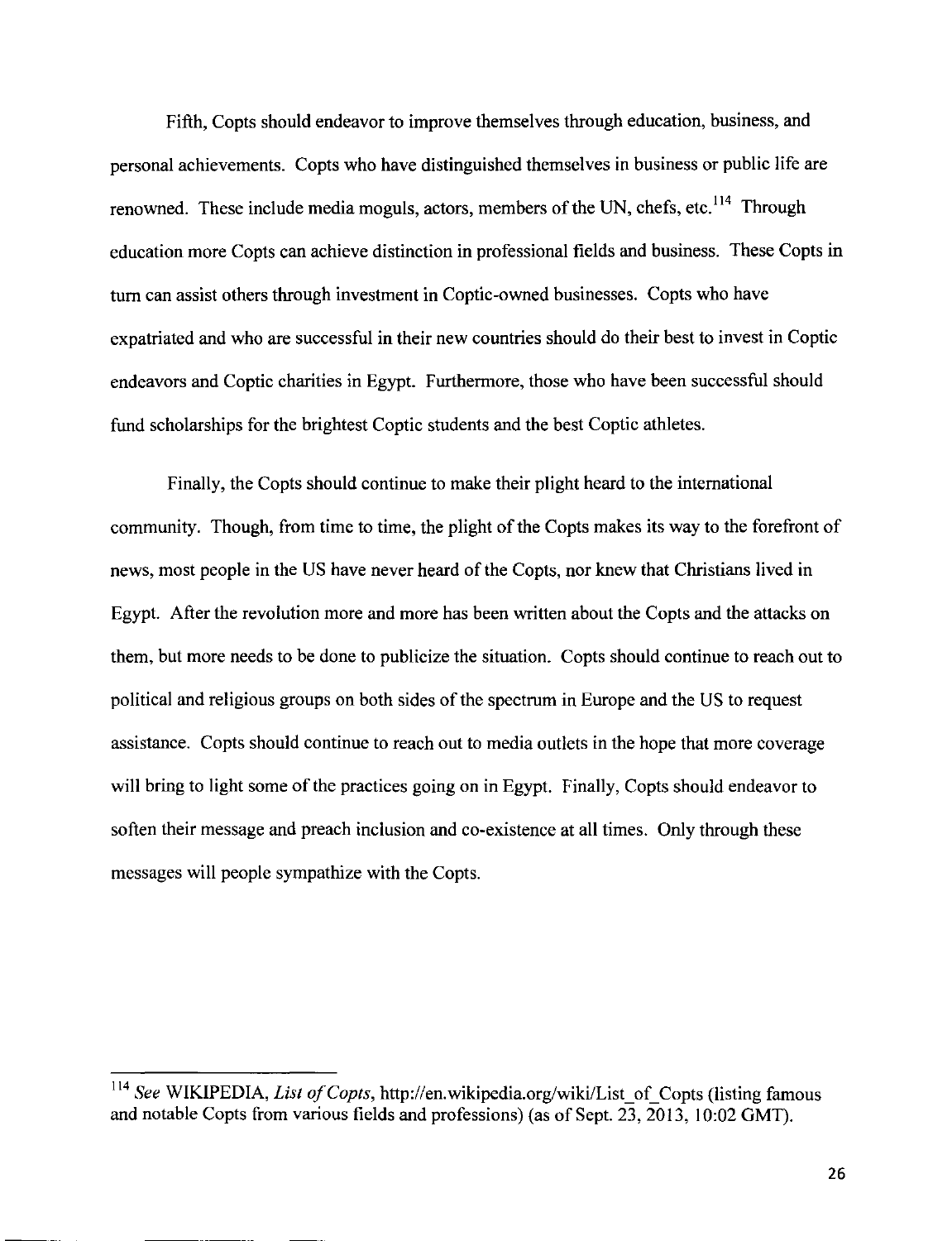Fifth, Copts should endeavor to improve themselves through education, business, and personal achievements. Copts who have distinguished themselves in business or public life are renowned. These include media moguls, actors, members of the UN, chefs, etc.[114] Through education more Copts can achieve distinction in professional fields and business. These Copts in turn can assist others through investment in Coptic-owned businesses. Copts who have expatriated and who are successful in their new countries should do their best to invest in Coptic endeavors and Coptic charities in Egypt. Furthermore, those who have been successful should fund scholarships for the brightest Coptic students and the best Coptic athletes.

Finally, the Copts should continue to make their plight heard to the international community. Though, from time to time, the plight of the Copts makes its way to the forefront of news, most people in the US have never heard of the Copts, nor knew that Christians lived in Egypt. After the revolution more and more has been written about the Copts and the attacks on them, but more needs to be done to publicize the situation. Copts should continue to reach out to political and religious groups on both sides of the spectrum in Europe and the US to request assistance. Copts should continue to reach out to media outlets in the hope that more coverage will bring to light some of the practices going on in Egypt. Finally, Copts should endeavor to soften their message and preach inclusion and co-existence at all times. Only through these messages will people sympathize with the Copts.

---

[114] *See* WIKIPEDIA, *List of Copts*, http://en.wikipedia.org/wiki/List_of_Copts (listing famous and notable Copts from various fields and professions) (as of Sept. 23, 2013, 10:02 GMT).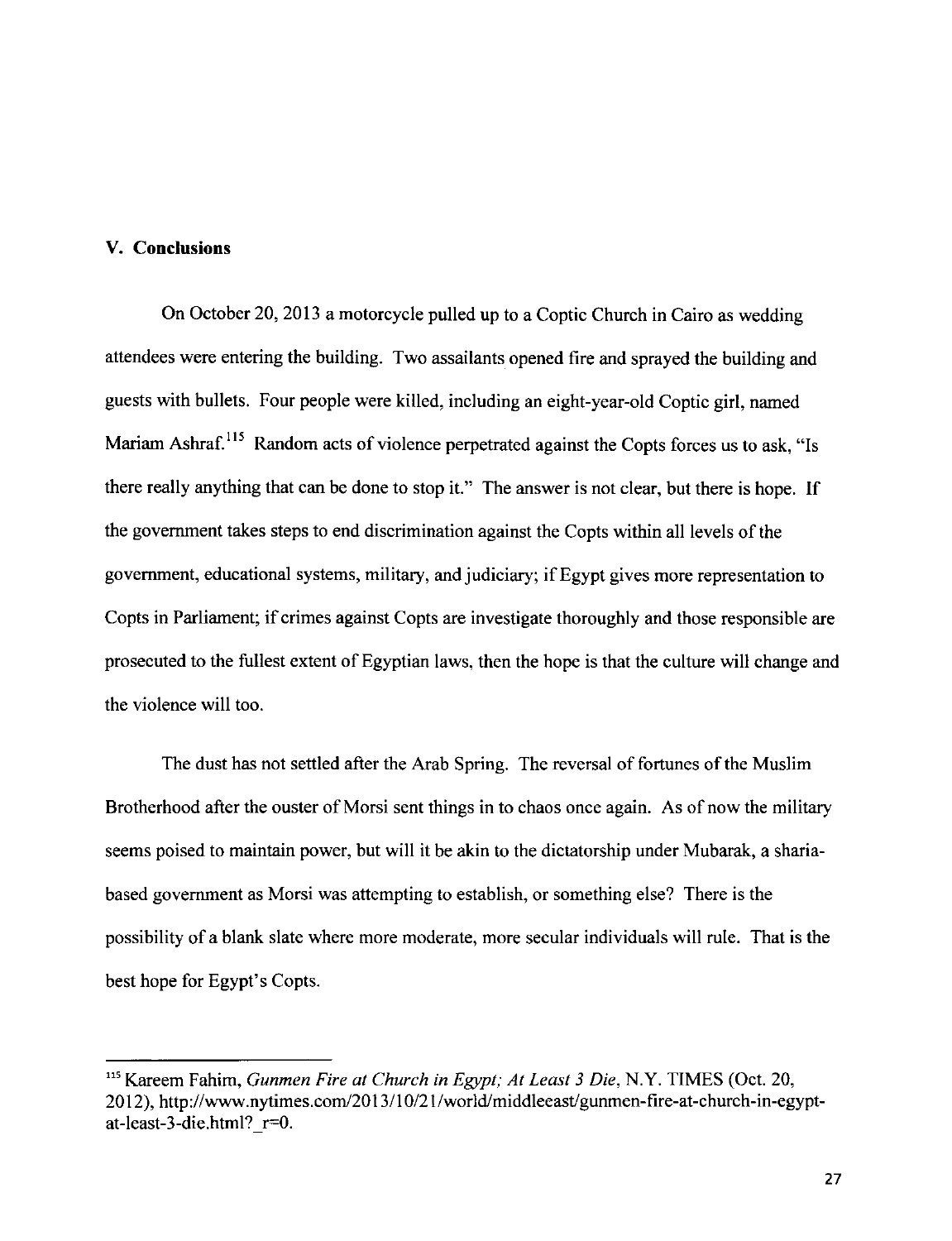## V. Conclusions

On October 20, 2013 a motorcycle pulled up to a Coptic Church in Cairo as wedding attendees were entering the building. Two assailants opened fire and sprayed the building and guests with bullets. Four people were killed, including an eight-year-old Coptic girl, named Mariam Ashraf.[115] Random acts of violence perpetrated against the Copts forces us to ask, "Is there really anything that can be done to stop it." The answer is not clear, but there is hope. If the government takes steps to end discrimination against the Copts within all levels of the government, educational systems, military, and judiciary; if Egypt gives more representation to Copts in Parliament; if crimes against Copts are investigate thoroughly and those responsible are prosecuted to the fullest extent of Egyptian laws, then the hope is that the culture will change and the violence will too.

The dust has not settled after the Arab Spring. The reversal of fortunes of the Muslim Brotherhood after the ouster of Morsi sent things in to chaos once again. As of now the military seems poised to maintain power, but will it be akin to the dictatorship under Mubarak, a sharia-based government as Morsi was attempting to establish, or something else? There is the possibility of a blank slate where more moderate, more secular individuals will rule. That is the best hope for Egypt's Copts.

---

[115] Kareem Fahim, *Gunmen Fire at Church in Egypt; At Least 3 Die*, N.Y. TIMES (Oct. 20, 2012), http://www.nytimes.com/2013/10/21/world/middleeast/gunmen-fire-at-church-in-egypt-at-least-3-die.html?_r=0.